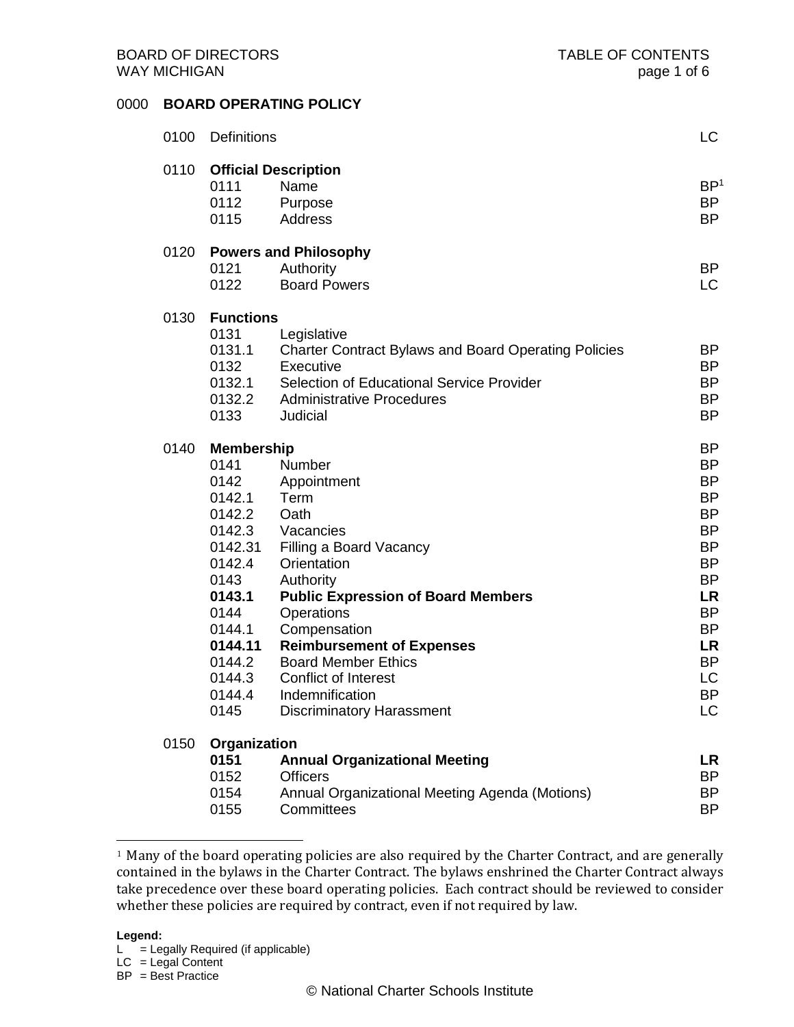BOARD OF DIRECTORS
WAY MICHIGAN

TABLE OF CONTENTS

# 0000 BOARD OPERATING POLICY

| Code | | Title | |
|---|---|---|---|
| 0100 | | Definitions | LC |
| 0110 | | **Official Description** | |
| | 0111 | Name | BP[1] |
| | 0112 | Purpose | BP |
| | 0115 | Address | BP |
| 0120 | | **Powers and Philosophy** | |
| | 0121 | Authority | BP |
| | 0122 | Board Powers | LC |
| 0130 | | **Functions** | |
| | 0131 | Legislative | |
| | 0131.1 | Charter Contract Bylaws and Board Operating Policies | BP |
| | 0132 | Executive | BP |
| | 0132.1 | Selection of Educational Service Provider | BP |
| | 0132.2 | Administrative Procedures | BP |
| | 0133 | Judicial | BP |
| 0140 | | **Membership** | BP |
| | 0141 | Number | BP |
| | 0142 | Appointment | BP |
| | 0142.1 | Term | BP |
| | 0142.2 | Oath | BP |
| | 0142.3 | Vacancies | BP |
| | 0142.31 | Filling a Board Vacancy | BP |
| | 0142.4 | Orientation | BP |
| | 0143 | Authority | BP |
| | **0143.1** | **Public Expression of Board Members** | **LR** |
| | 0144 | Operations | BP |
| | 0144.1 | Compensation | BP |
| | **0144.11** | **Reimbursement of Expenses** | **LR** |
| | 0144.2 | Board Member Ethics | BP |
| | 0144.3 | Conflict of Interest | LC |
| | 0144.4 | Indemnification | BP |
| | 0145 | Discriminatory Harassment | LC |
| 0150 | | **Organization** | |
| | **0151** | **Annual Organizational Meeting** | **LR** |
| | 0152 | Officers | BP |
| | 0154 | Annual Organizational Meeting Agenda (Motions) | BP |
| | 0155 | Committees | BP |

[1] Many of the board operating policies are also required by the Charter Contract, and are generally contained in the bylaws in the Charter Contract. The bylaws enshrined the Charter Contract always take precedence over these board operating policies. Each contract should be reviewed to consider whether these policies are required by contract, even if not required by law.

**Legend:**
L = Legally Required (if applicable)
LC = Legal Content
BP = Best Practice

© National Charter Schools Institute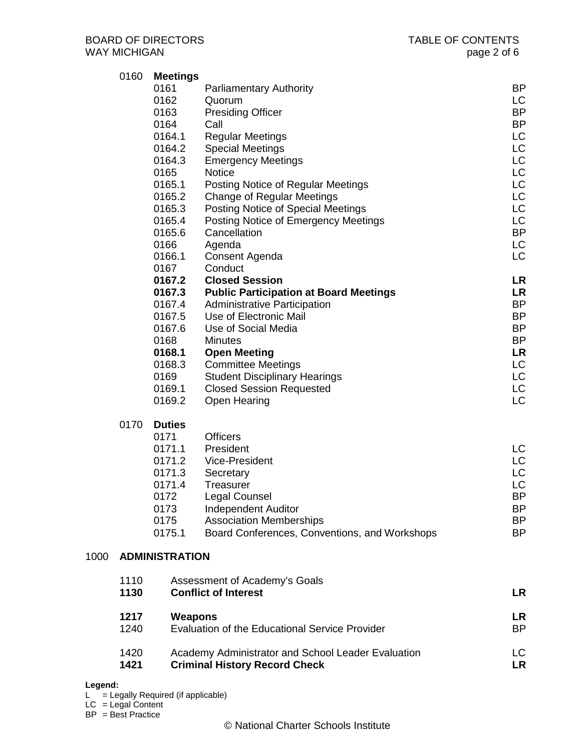0160 **Meetings**

| | | |
|---|---|---|
| 0161 | Parliamentary Authority | BP |
| 0162 | Quorum | LC |
| 0163 | Presiding Officer | BP |
| 0164 | Call | BP |
| 0164.1 | Regular Meetings | LC |
| 0164.2 | Special Meetings | LC |
| 0164.3 | Emergency Meetings | LC |
| 0165 | Notice | LC |
| 0165.1 | Posting Notice of Regular Meetings | LC |
| 0165.2 | Change of Regular Meetings | LC |
| 0165.3 | Posting Notice of Special Meetings | LC |
| 0165.4 | Posting Notice of Emergency Meetings | LC |
| 0165.6 | Cancellation | BP |
| 0166 | Agenda | LC |
| 0166.1 | Consent Agenda | LC |
| 0167 | Conduct | |
| **0167.2** | **Closed Session** | **LR** |
| **0167.3** | **Public Participation at Board Meetings** | **LR** |
| 0167.4 | Administrative Participation | BP |
| 0167.5 | Use of Electronic Mail | BP |
| 0167.6 | Use of Social Media | BP |
| 0168 | Minutes | BP |
| **0168.1** | **Open Meeting** | **LR** |
| 0168.3 | Committee Meetings | LC |
| 0169 | Student Disciplinary Hearings | LC |
| 0169.1 | Closed Session Requested | LC |
| 0169.2 | Open Hearing | LC |

0170 **Duties**

| | | |
|---|---|---|
| 0171 | Officers | |
| 0171.1 | President | LC |
| 0171.2 | Vice-President | LC |
| 0171.3 | Secretary | LC |
| 0171.4 | Treasurer | LC |
| 0172 | Legal Counsel | BP |
| 0173 | Independent Auditor | BP |
| 0175 | Association Memberships | BP |
| 0175.1 | Board Conferences, Conventions, and Workshops | BP |

## 1000 ADMINISTRATION

| | | |
|---|---|---|
| 1110 | Assessment of Academy's Goals | |
| **1130** | **Conflict of Interest** | **LR** |
| **1217** | **Weapons** | **LR** |
| 1240 | Evaluation of the Educational Service Provider | BP |
| 1420 | Academy Administrator and School Leader Evaluation | LC |
| **1421** | **Criminal History Record Check** | **LR** |

**Legend:**
L = Legally Required (if applicable)
LC = Legal Content
BP = Best Practice

© National Charter Schools Institute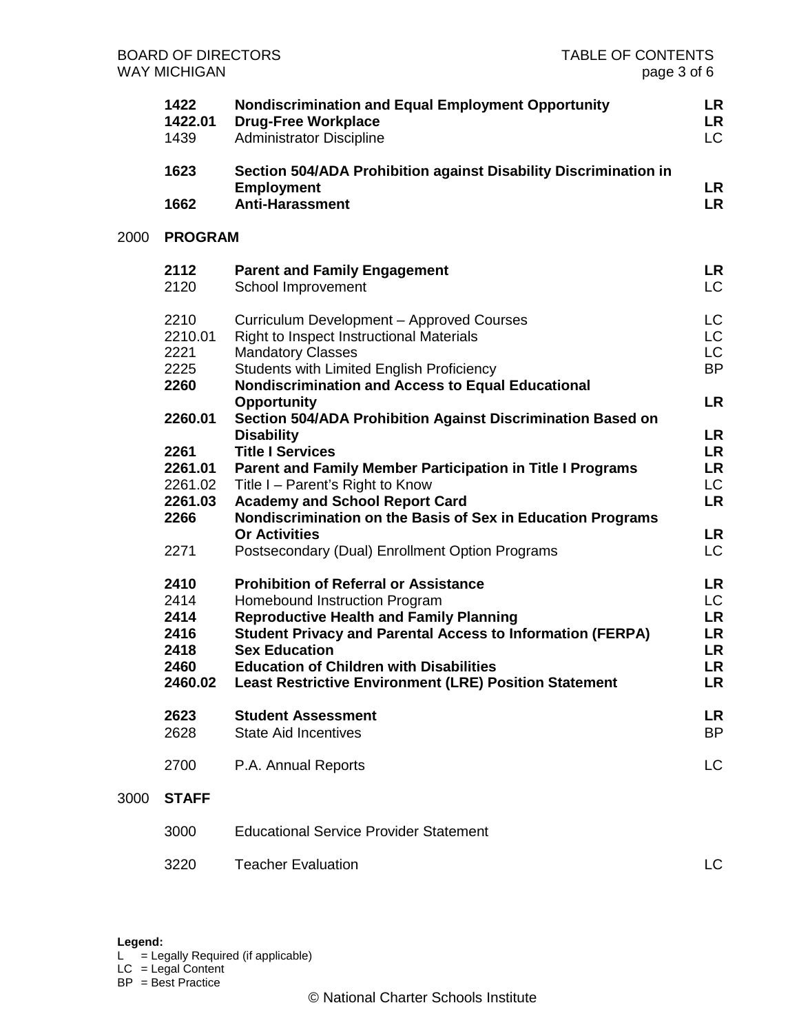| | | | |
|---|---|---|---|
| | **1422** | **Nondiscrimination and Equal Employment Opportunity** | **LR** |
| | **1422.01** | **Drug-Free Workplace** | **LR** |
| | 1439 | Administrator Discipline | LC |
| | **1623** | **Section 504/ADA Prohibition against Disability Discrimination in Employment** | **LR** |
| | **1662** | **Anti-Harassment** | **LR** |
| 2000 | **PROGRAM** | | |
| | **2112** | **Parent and Family Engagement** | **LR** |
| | 2120 | School Improvement | LC |
| | 2210 | Curriculum Development – Approved Courses | LC |
| | 2210.01 | Right to Inspect Instructional Materials | LC |
| | 2221 | Mandatory Classes | LC |
| | 2225 | Students with Limited English Proficiency | BP |
| | **2260** | **Nondiscrimination and Access to Equal Educational Opportunity** | **LR** |
| | **2260.01** | **Section 504/ADA Prohibition Against Discrimination Based on Disability** | **LR** |
| | **2261** | **Title I Services** | **LR** |
| | **2261.01** | **Parent and Family Member Participation in Title I Programs** | **LR** |
| | 2261.02 | Title I – Parent's Right to Know | LC |
| | **2261.03** | **Academy and School Report Card** | **LR** |
| | **2266** | **Nondiscrimination on the Basis of Sex in Education Programs Or Activities** | **LR** |
| | 2271 | Postsecondary (Dual) Enrollment Option Programs | LC |
| | **2410** | **Prohibition of Referral or Assistance** | **LR** |
| | 2414 | Homebound Instruction Program | LC |
| | **2414** | **Reproductive Health and Family Planning** | **LR** |
| | **2416** | **Student Privacy and Parental Access to Information (FERPA)** | **LR** |
| | **2418** | **Sex Education** | **LR** |
| | **2460** | **Education of Children with Disabilities** | **LR** |
| | **2460.02** | **Least Restrictive Environment (LRE) Position Statement** | **LR** |
| | **2623** | **Student Assessment** | **LR** |
| | 2628 | State Aid Incentives | BP |
| | 2700 | P.A. Annual Reports | LC |
| 3000 | **STAFF** | | |
| | 3000 | Educational Service Provider Statement | |
| | 3220 | Teacher Evaluation | LC |

**Legend:**
L = Legally Required (if applicable)
LC = Legal Content
BP = Best Practice

© National Charter Schools Institute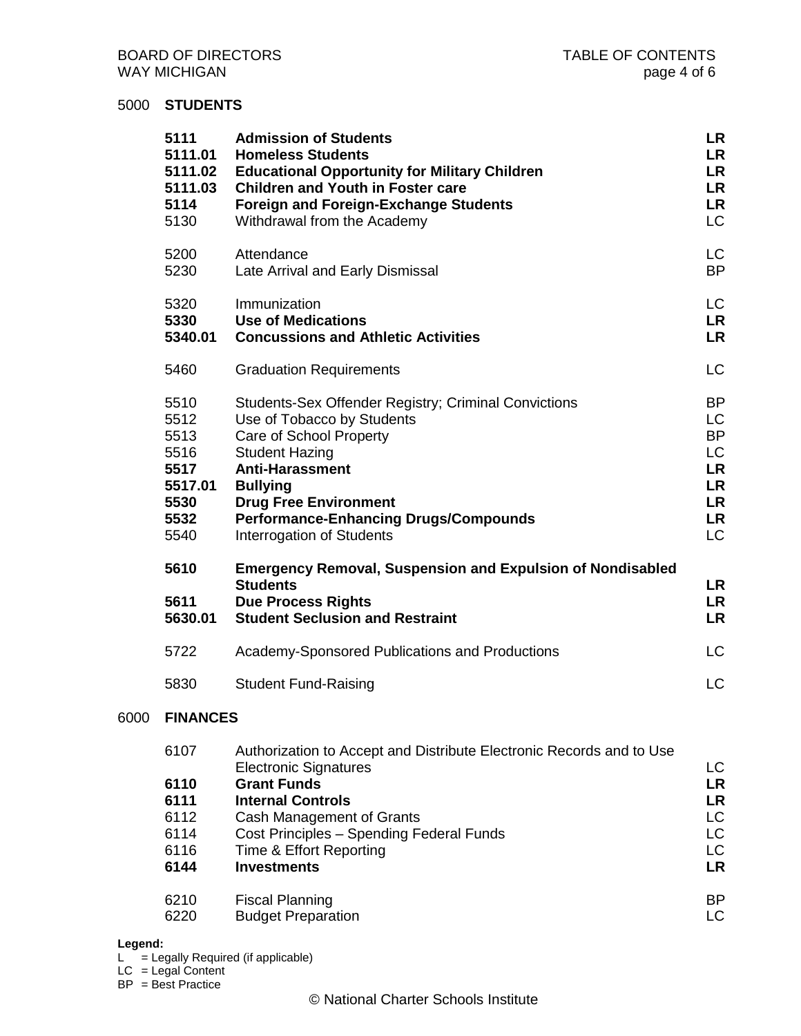## 5000 STUDENTS

| | | |
|---|---|---|
| **5111** | **Admission of Students** | **LR** |
| **5111.01** | **Homeless Students** | **LR** |
| **5111.02** | **Educational Opportunity for Military Children** | **LR** |
| **5111.03** | **Children and Youth in Foster care** | **LR** |
| **5114** | **Foreign and Foreign-Exchange Students** | **LR** |
| 5130 | Withdrawal from the Academy | LC |
| 5200 | Attendance | LC |
| 5230 | Late Arrival and Early Dismissal | BP |
| 5320 | Immunization | LC |
| **5330** | **Use of Medications** | **LR** |
| **5340.01** | **Concussions and Athletic Activities** | **LR** |
| 5460 | Graduation Requirements | LC |
| 5510 | Students-Sex Offender Registry; Criminal Convictions | BP |
| 5512 | Use of Tobacco by Students | LC |
| 5513 | Care of School Property | BP |
| 5516 | Student Hazing | LC |
| **5517** | **Anti-Harassment** | **LR** |
| **5517.01** | **Bullying** | **LR** |
| **5530** | **Drug Free Environment** | **LR** |
| **5532** | **Performance-Enhancing Drugs/Compounds** | **LR** |
| 5540 | Interrogation of Students | LC |
| **5610** | **Emergency Removal, Suspension and Expulsion of Nondisabled Students** | **LR** |
| **5611** | **Due Process Rights** | **LR** |
| **5630.01** | **Student Seclusion and Restraint** | **LR** |
| 5722 | Academy-Sponsored Publications and Productions | LC |
| 5830 | Student Fund-Raising | LC |

## 6000 FINANCES

| | | |
|---|---|---|
| 6107 | Authorization to Accept and Distribute Electronic Records and to Use Electronic Signatures | LC |
| **6110** | **Grant Funds** | **LR** |
| **6111** | **Internal Controls** | **LR** |
| 6112 | Cash Management of Grants | LC |
| 6114 | Cost Principles – Spending Federal Funds | LC |
| 6116 | Time & Effort Reporting | LC |
| **6144** | **Investments** | **LR** |
| 6210 | Fiscal Planning | BP |
| 6220 | Budget Preparation | LC |

**Legend:**
L = Legally Required (if applicable)
LC = Legal Content
BP = Best Practice

© National Charter Schools Institute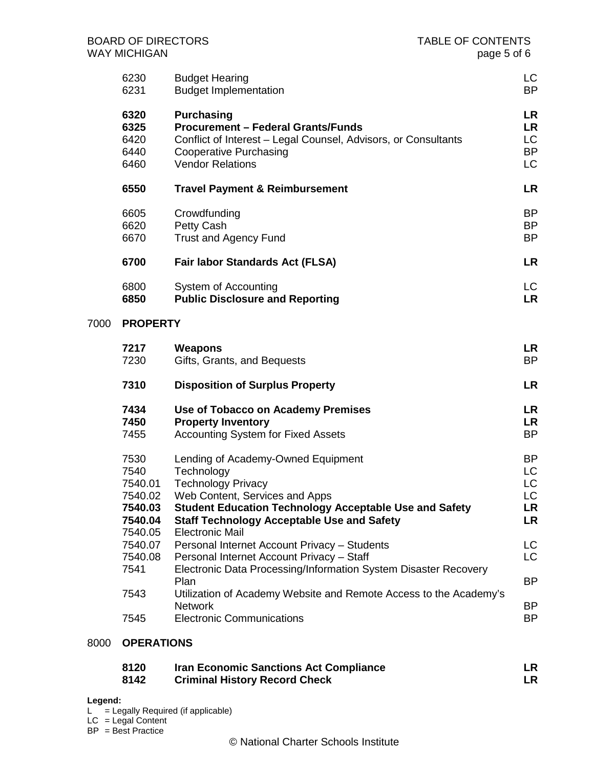| | | |
|---|---|---|
| 6230 | Budget Hearing | LC |
| 6231 | Budget Implementation | BP |
| **6320** | **Purchasing** | **LR** |
| **6325** | **Procurement – Federal Grants/Funds** | **LR** |
| 6420 | Conflict of Interest – Legal Counsel, Advisors, or Consultants | LC |
| 6440 | Cooperative Purchasing | BP |
| 6460 | Vendor Relations | LC |
| **6550** | **Travel Payment & Reimbursement** | **LR** |
| 6605 | Crowdfunding | BP |
| 6620 | Petty Cash | BP |
| 6670 | Trust and Agency Fund | BP |
| **6700** | **Fair labor Standards Act (FLSA)** | **LR** |
| 6800 | System of Accounting | LC |
| **6850** | **Public Disclosure and Reporting** | **LR** |

## 7000 PROPERTY

| | | |
|---|---|---|
| **7217** | **Weapons** | **LR** |
| 7230 | Gifts, Grants, and Bequests | BP |
| **7310** | **Disposition of Surplus Property** | **LR** |
| **7434** | **Use of Tobacco on Academy Premises** | **LR** |
| **7450** | **Property Inventory** | **LR** |
| 7455 | Accounting System for Fixed Assets | BP |
| 7530 | Lending of Academy-Owned Equipment | BP |
| 7540 | Technology | LC |
| 7540.01 | Technology Privacy | LC |
| 7540.02 | Web Content, Services and Apps | LC |
| **7540.03** | **Student Education Technology Acceptable Use and Safety** | **LR** |
| **7540.04** | **Staff Technology Acceptable Use and Safety** | **LR** |
| 7540.05 | Electronic Mail | |
| 7540.07 | Personal Internet Account Privacy – Students | LC |
| 7540.08 | Personal Internet Account Privacy – Staff | LC |
| 7541 | Electronic Data Processing/Information System Disaster Recovery Plan | BP |
| 7543 | Utilization of Academy Website and Remote Access to the Academy's Network | BP |
| 7545 | Electronic Communications | BP |

## 8000 OPERATIONS

| | | |
|---|---|---|
| **8120** | **Iran Economic Sanctions Act Compliance** | **LR** |
| **8142** | **Criminal History Record Check** | **LR** |

**Legend:**

L = Legally Required (if applicable)
LC = Legal Content
BP = Best Practice

© National Charter Schools Institute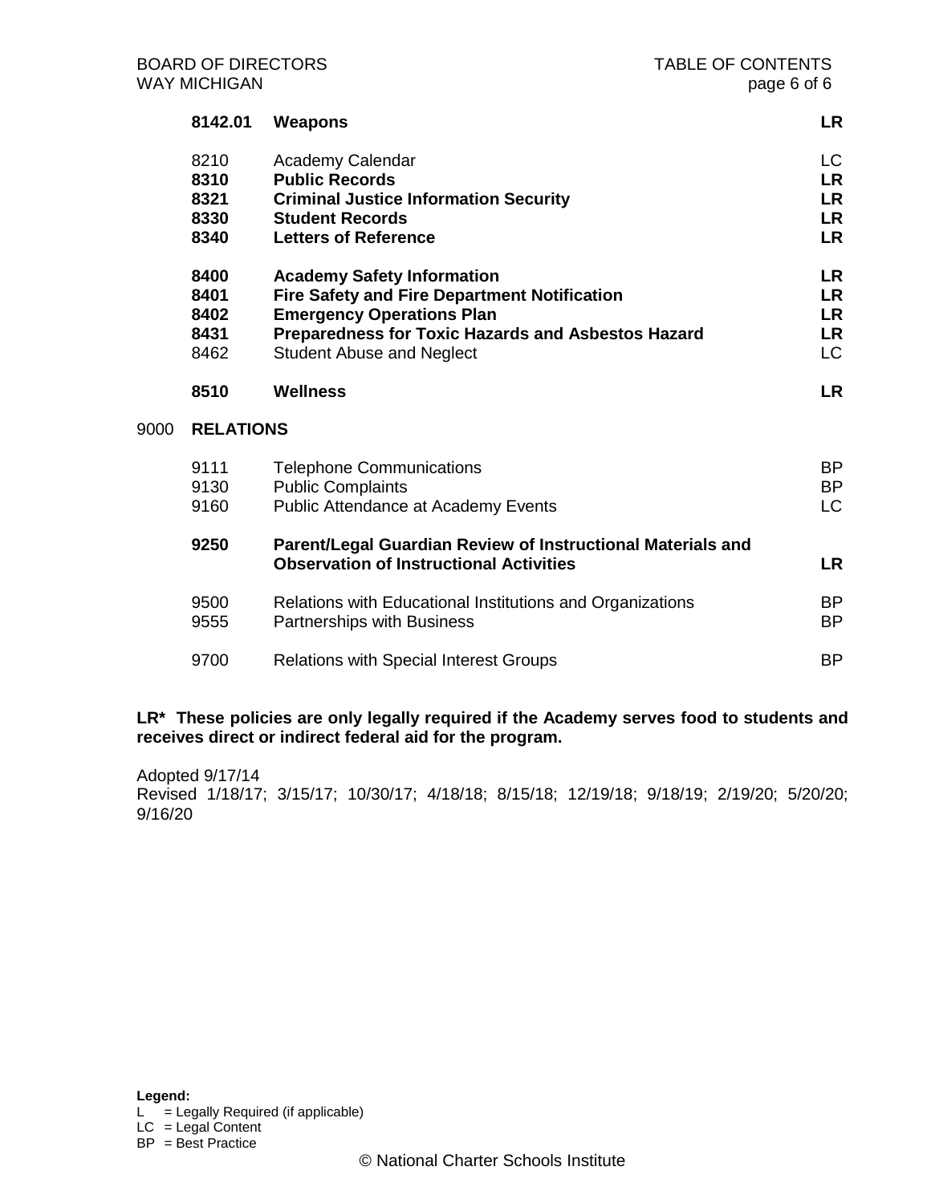| | | |
|---|---|---|
| **8142.01** | **Weapons** | **LR** |
| 8210 | Academy Calendar | LC |
| **8310** | **Public Records** | **LR** |
| **8321** | **Criminal Justice Information Security** | **LR** |
| **8330** | **Student Records** | **LR** |
| **8340** | **Letters of Reference** | **LR** |
| **8400** | **Academy Safety Information** | **LR** |
| **8401** | **Fire Safety and Fire Department Notification** | **LR** |
| **8402** | **Emergency Operations Plan** | **LR** |
| **8431** | **Preparedness for Toxic Hazards and Asbestos Hazard** | **LR** |
| 8462 | Student Abuse and Neglect | LC |
| **8510** | **Wellness** | **LR** |

9000 **RELATIONS**

| | | |
|---|---|---|
| 9111 | Telephone Communications | BP |
| 9130 | Public Complaints | BP |
| 9160 | Public Attendance at Academy Events | LC |
| **9250** | **Parent/Legal Guardian Review of Instructional Materials and Observation of Instructional Activities** | **LR** |
| 9500 | Relations with Educational Institutions and Organizations | BP |
| 9555 | Partnerships with Business | BP |
| 9700 | Relations with Special Interest Groups | BP |

**LR\* These policies are only legally required if the Academy serves food to students and receives direct or indirect federal aid for the program.**

Adopted 9/17/14
Revised 1/18/17; 3/15/17; 10/30/17; 4/18/18; 8/15/18; 12/19/18; 9/18/19; 2/19/20; 5/20/20; 9/16/20

**Legend:**
L = Legally Required (if applicable)
LC = Legal Content
BP = Best Practice

© National Charter Schools Institute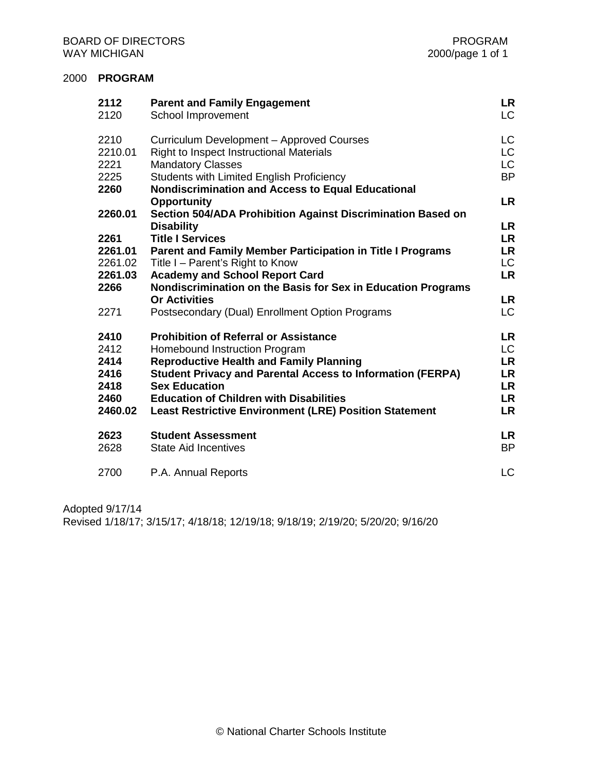BOARD OF DIRECTORS
WAY MICHIGAN

PROGRAM
2000/page 1 of 1

## 2000 **PROGRAM**

| | | |
|---|---|---|
| **2112** | **Parent and Family Engagement** | **LR** |
| 2120 | School Improvement | LC |
| | | |
| 2210 | Curriculum Development – Approved Courses | LC |
| 2210.01 | Right to Inspect Instructional Materials | LC |
| 2221 | Mandatory Classes | LC |
| 2225 | Students with Limited English Proficiency | BP |
| **2260** | **Nondiscrimination and Access to Equal Educational Opportunity** | **LR** |
| **2260.01** | **Section 504/ADA Prohibition Against Discrimination Based on Disability** | **LR** |
| **2261** | **Title I Services** | **LR** |
| **2261.01** | **Parent and Family Member Participation in Title I Programs** | **LR** |
| 2261.02 | Title I – Parent's Right to Know | LC |
| **2261.03** | **Academy and School Report Card** | **LR** |
| **2266** | **Nondiscrimination on the Basis for Sex in Education Programs Or Activities** | **LR** |
| 2271 | Postsecondary (Dual) Enrollment Option Programs | LC |
| | | |
| **2410** | **Prohibition of Referral or Assistance** | **LR** |
| 2412 | Homebound Instruction Program | LC |
| **2414** | **Reproductive Health and Family Planning** | **LR** |
| **2416** | **Student Privacy and Parental Access to Information (FERPA)** | **LR** |
| **2418** | **Sex Education** | **LR** |
| **2460** | **Education of Children with Disabilities** | **LR** |
| **2460.02** | **Least Restrictive Environment (LRE) Position Statement** | **LR** |
| | | |
| **2623** | **Student Assessment** | **LR** |
| 2628 | State Aid Incentives | BP |
| | | |
| 2700 | P.A. Annual Reports | LC |

Adopted 9/17/14
Revised 1/18/17; 3/15/17; 4/18/18; 12/19/18; 9/18/19; 2/19/20; 5/20/20; 9/16/20

© National Charter Schools Institute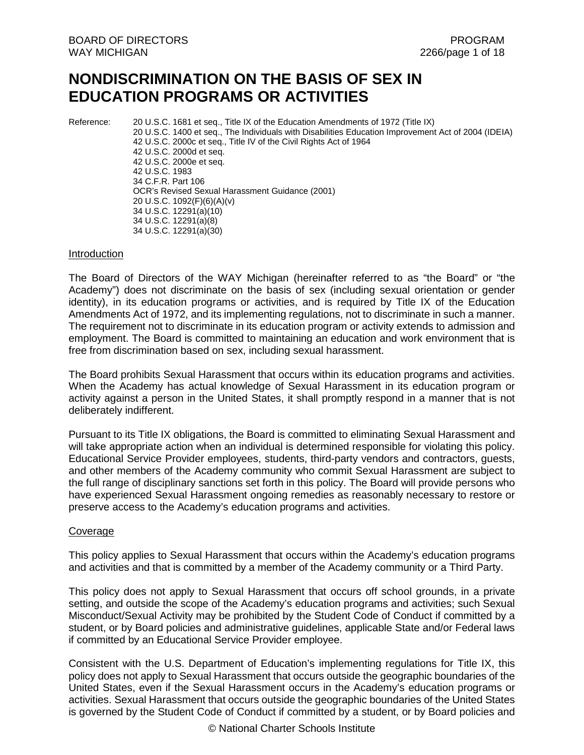# NONDISCRIMINATION ON THE BASIS OF SEX IN EDUCATION PROGRAMS OR ACTIVITIES

Reference: 20 U.S.C. 1681 et seq., Title IX of the Education Amendments of 1972 (Title IX)
20 U.S.C. 1400 et seq., The Individuals with Disabilities Education Improvement Act of 2004 (IDEIA)
42 U.S.C. 2000c et seq., Title IV of the Civil Rights Act of 1964
42 U.S.C. 2000d et seq.
42 U.S.C. 2000e et seq.
42 U.S.C. 1983
34 C.F.R. Part 106
OCR's Revised Sexual Harassment Guidance (2001)
20 U.S.C. 1092(F)(6)(A)(v)
34 U.S.C. 12291(a)(10)
34 U.S.C. 12291(a)(8)
34 U.S.C. 12291(a)(30)

Introduction

The Board of Directors of the WAY Michigan (hereinafter referred to as "the Board" or "the Academy") does not discriminate on the basis of sex (including sexual orientation or gender identity), in its education programs or activities, and is required by Title IX of the Education Amendments Act of 1972, and its implementing regulations, not to discriminate in such a manner. The requirement not to discriminate in its education program or activity extends to admission and employment. The Board is committed to maintaining an education and work environment that is free from discrimination based on sex, including sexual harassment.

The Board prohibits Sexual Harassment that occurs within its education programs and activities. When the Academy has actual knowledge of Sexual Harassment in its education program or activity against a person in the United States, it shall promptly respond in a manner that is not deliberately indifferent.

Pursuant to its Title IX obligations, the Board is committed to eliminating Sexual Harassment and will take appropriate action when an individual is determined responsible for violating this policy. Educational Service Provider employees, students, third-party vendors and contractors, guests, and other members of the Academy community who commit Sexual Harassment are subject to the full range of disciplinary sanctions set forth in this policy. The Board will provide persons who have experienced Sexual Harassment ongoing remedies as reasonably necessary to restore or preserve access to the Academy's education programs and activities.

Coverage

This policy applies to Sexual Harassment that occurs within the Academy's education programs and activities and that is committed by a member of the Academy community or a Third Party.

This policy does not apply to Sexual Harassment that occurs off school grounds, in a private setting, and outside the scope of the Academy's education programs and activities; such Sexual Misconduct/Sexual Activity may be prohibited by the Student Code of Conduct if committed by a student, or by Board policies and administrative guidelines, applicable State and/or Federal laws if committed by an Educational Service Provider employee.

Consistent with the U.S. Department of Education's implementing regulations for Title IX, this policy does not apply to Sexual Harassment that occurs outside the geographic boundaries of the United States, even if the Sexual Harassment occurs in the Academy's education programs or activities. Sexual Harassment that occurs outside the geographic boundaries of the United States is governed by the Student Code of Conduct if committed by a student, or by Board policies and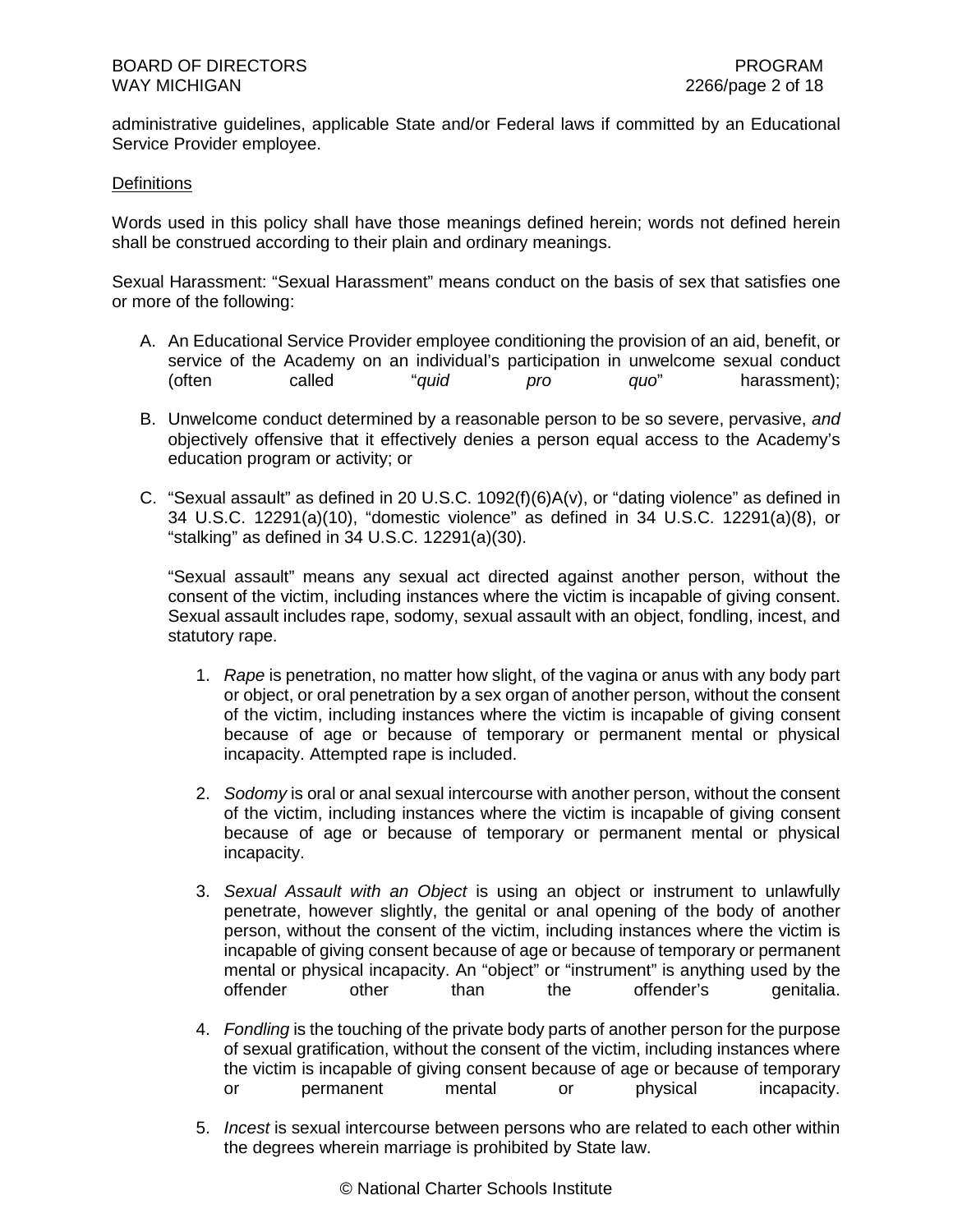administrative guidelines, applicable State and/or Federal laws if committed by an Educational Service Provider employee.

<u>Definitions</u>

Words used in this policy shall have those meanings defined herein; words not defined herein shall be construed according to their plain and ordinary meanings.

Sexual Harassment: "Sexual Harassment" means conduct on the basis of sex that satisfies one or more of the following:

A. An Educational Service Provider employee conditioning the provision of an aid, benefit, or service of the Academy on an individual's participation in unwelcome sexual conduct (often called "*quid pro quo*" harassment);

B. Unwelcome conduct determined by a reasonable person to be so severe, pervasive, *and* objectively offensive that it effectively denies a person equal access to the Academy's education program or activity; or

C. "Sexual assault" as defined in 20 U.S.C. 1092(f)(6)A(v), or "dating violence" as defined in 34 U.S.C. 12291(a)(10), "domestic violence" as defined in 34 U.S.C. 12291(a)(8), or "stalking" as defined in 34 U.S.C. 12291(a)(30).

   "Sexual assault" means any sexual act directed against another person, without the consent of the victim, including instances where the victim is incapable of giving consent. Sexual assault includes rape, sodomy, sexual assault with an object, fondling, incest, and statutory rape.

   1. *Rape* is penetration, no matter how slight, of the vagina or anus with any body part or object, or oral penetration by a sex organ of another person, without the consent of the victim, including instances where the victim is incapable of giving consent because of age or because of temporary or permanent mental or physical incapacity. Attempted rape is included.

   2. *Sodomy* is oral or anal sexual intercourse with another person, without the consent of the victim, including instances where the victim is incapable of giving consent because of age or because of temporary or permanent mental or physical incapacity.

   3. *Sexual Assault with an Object* is using an object or instrument to unlawfully penetrate, however slightly, the genital or anal opening of the body of another person, without the consent of the victim, including instances where the victim is incapable of giving consent because of age or because of temporary or permanent mental or physical incapacity. An "object" or "instrument" is anything used by the offender other than the offender's genitalia.

   4. *Fondling* is the touching of the private body parts of another person for the purpose of sexual gratification, without the consent of the victim, including instances where the victim is incapable of giving consent because of age or because of temporary or permanent mental or physical incapacity.

   5. *Incest* is sexual intercourse between persons who are related to each other within the degrees wherein marriage is prohibited by State law.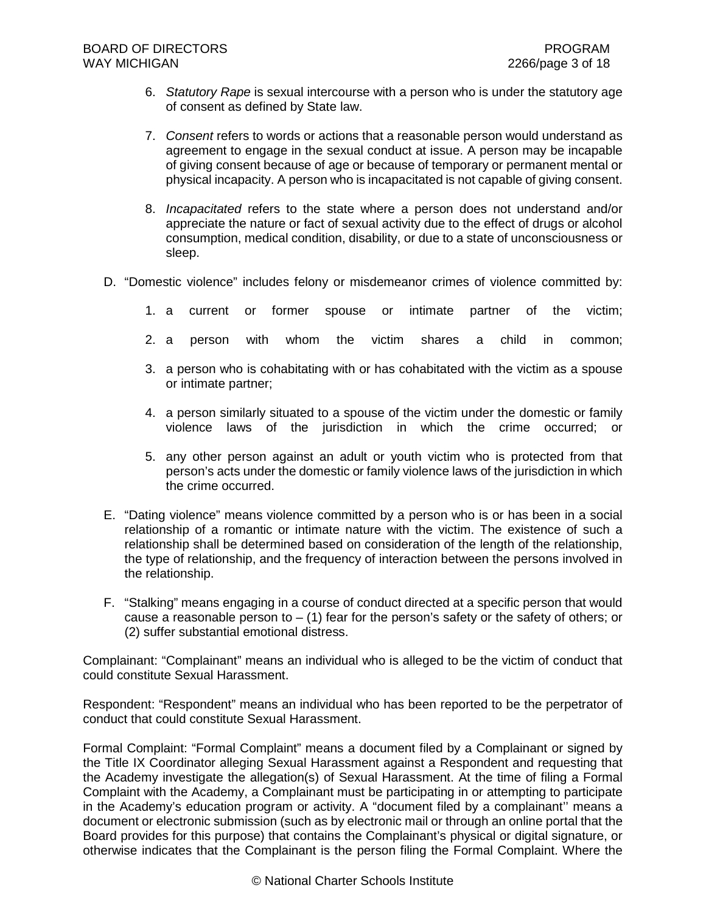6. *Statutory Rape* is sexual intercourse with a person who is under the statutory age of consent as defined by State law.

7. *Consent* refers to words or actions that a reasonable person would understand as agreement to engage in the sexual conduct at issue. A person may be incapable of giving consent because of age or because of temporary or permanent mental or physical incapacity. A person who is incapacitated is not capable of giving consent.

8. *Incapacitated* refers to the state where a person does not understand and/or appreciate the nature or fact of sexual activity due to the effect of drugs or alcohol consumption, medical condition, disability, or due to a state of unconsciousness or sleep.

D. "Domestic violence" includes felony or misdemeanor crimes of violence committed by:

1. a current or former spouse or intimate partner of the victim;

2. a person with whom the victim shares a child in common;

3. a person who is cohabitating with or has cohabitated with the victim as a spouse or intimate partner;

4. a person similarly situated to a spouse of the victim under the domestic or family violence laws of the jurisdiction in which the crime occurred; or

5. any other person against an adult or youth victim who is protected from that person's acts under the domestic or family violence laws of the jurisdiction in which the crime occurred.

E. "Dating violence" means violence committed by a person who is or has been in a social relationship of a romantic or intimate nature with the victim. The existence of such a relationship shall be determined based on consideration of the length of the relationship, the type of relationship, and the frequency of interaction between the persons involved in the relationship.

F. "Stalking" means engaging in a course of conduct directed at a specific person that would cause a reasonable person to – (1) fear for the person's safety or the safety of others; or (2) suffer substantial emotional distress.

Complainant: "Complainant" means an individual who is alleged to be the victim of conduct that could constitute Sexual Harassment.

Respondent: "Respondent" means an individual who has been reported to be the perpetrator of conduct that could constitute Sexual Harassment.

Formal Complaint: "Formal Complaint" means a document filed by a Complainant or signed by the Title IX Coordinator alleging Sexual Harassment against a Respondent and requesting that the Academy investigate the allegation(s) of Sexual Harassment. At the time of filing a Formal Complaint with the Academy, a Complainant must be participating in or attempting to participate in the Academy's education program or activity. A "document filed by a complainant'' means a document or electronic submission (such as by electronic mail or through an online portal that the Board provides for this purpose) that contains the Complainant's physical or digital signature, or otherwise indicates that the Complainant is the person filing the Formal Complaint. Where the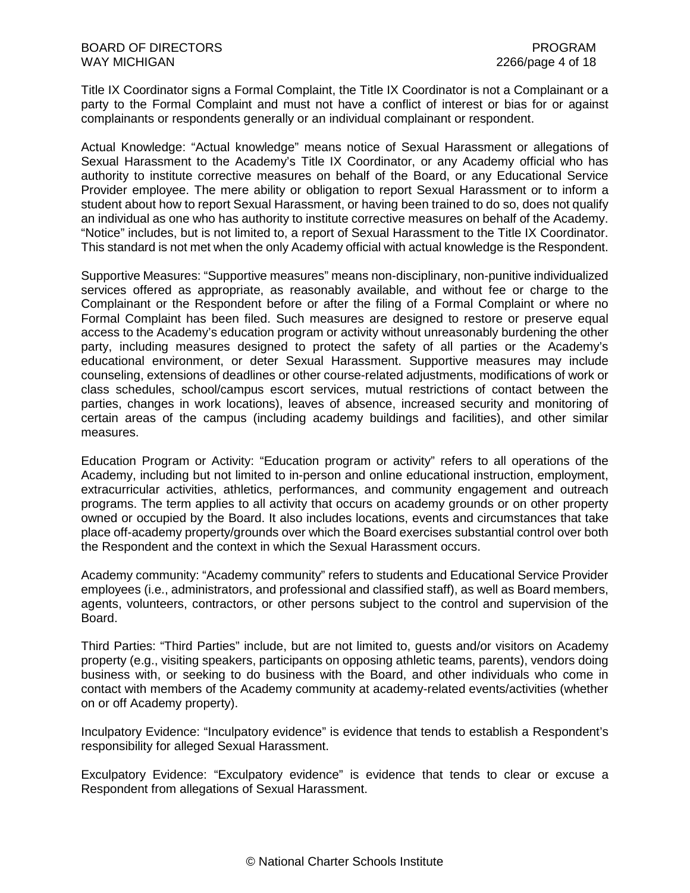Title IX Coordinator signs a Formal Complaint, the Title IX Coordinator is not a Complainant or a party to the Formal Complaint and must not have a conflict of interest or bias for or against complainants or respondents generally or an individual complainant or respondent.

Actual Knowledge: "Actual knowledge" means notice of Sexual Harassment or allegations of Sexual Harassment to the Academy's Title IX Coordinator, or any Academy official who has authority to institute corrective measures on behalf of the Board, or any Educational Service Provider employee. The mere ability or obligation to report Sexual Harassment or to inform a student about how to report Sexual Harassment, or having been trained to do so, does not qualify an individual as one who has authority to institute corrective measures on behalf of the Academy. "Notice" includes, but is not limited to, a report of Sexual Harassment to the Title IX Coordinator. This standard is not met when the only Academy official with actual knowledge is the Respondent.

Supportive Measures: "Supportive measures" means non-disciplinary, non-punitive individualized services offered as appropriate, as reasonably available, and without fee or charge to the Complainant or the Respondent before or after the filing of a Formal Complaint or where no Formal Complaint has been filed. Such measures are designed to restore or preserve equal access to the Academy's education program or activity without unreasonably burdening the other party, including measures designed to protect the safety of all parties or the Academy's educational environment, or deter Sexual Harassment. Supportive measures may include counseling, extensions of deadlines or other course-related adjustments, modifications of work or class schedules, school/campus escort services, mutual restrictions of contact between the parties, changes in work locations), leaves of absence, increased security and monitoring of certain areas of the campus (including academy buildings and facilities), and other similar measures.

Education Program or Activity: "Education program or activity" refers to all operations of the Academy, including but not limited to in-person and online educational instruction, employment, extracurricular activities, athletics, performances, and community engagement and outreach programs. The term applies to all activity that occurs on academy grounds or on other property owned or occupied by the Board. It also includes locations, events and circumstances that take place off-academy property/grounds over which the Board exercises substantial control over both the Respondent and the context in which the Sexual Harassment occurs.

Academy community: "Academy community" refers to students and Educational Service Provider employees (i.e., administrators, and professional and classified staff), as well as Board members, agents, volunteers, contractors, or other persons subject to the control and supervision of the Board.

Third Parties: "Third Parties" include, but are not limited to, guests and/or visitors on Academy property (e.g., visiting speakers, participants on opposing athletic teams, parents), vendors doing business with, or seeking to do business with the Board, and other individuals who come in contact with members of the Academy community at academy-related events/activities (whether on or off Academy property).

Inculpatory Evidence: "Inculpatory evidence" is evidence that tends to establish a Respondent's responsibility for alleged Sexual Harassment.

Exculpatory Evidence: "Exculpatory evidence" is evidence that tends to clear or excuse a Respondent from allegations of Sexual Harassment.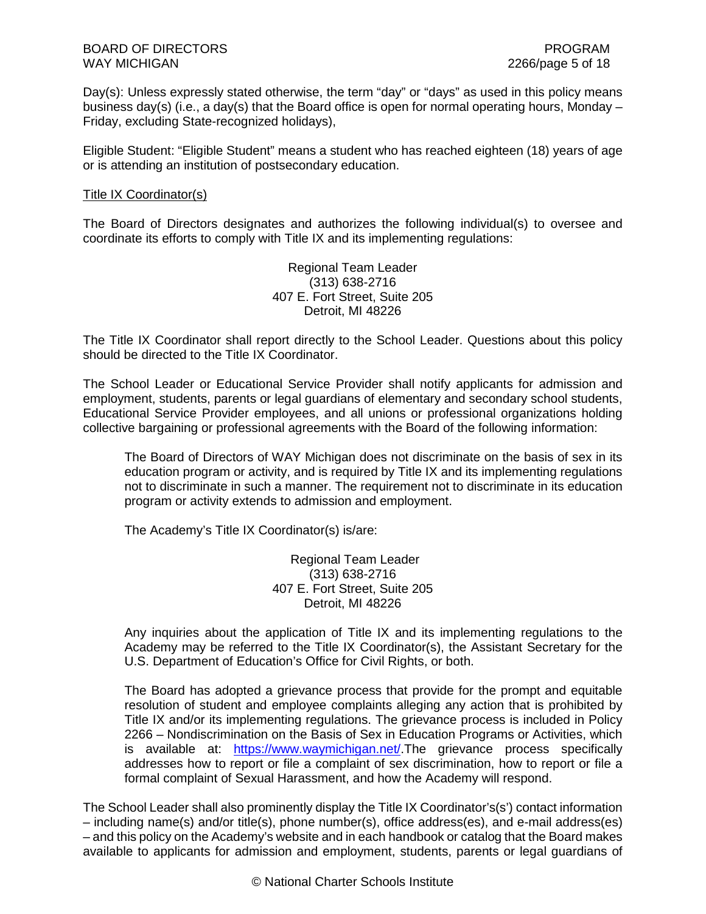Day(s): Unless expressly stated otherwise, the term "day" or "days" as used in this policy means business day(s) (i.e., a day(s) that the Board office is open for normal operating hours, Monday – Friday, excluding State-recognized holidays),

Eligible Student: "Eligible Student" means a student who has reached eighteen (18) years of age or is attending an institution of postsecondary education.

<u>Title IX Coordinator(s)</u>

The Board of Directors designates and authorizes the following individual(s) to oversee and coordinate its efforts to comply with Title IX and its implementing regulations:

Regional Team Leader
(313) 638-2716
407 E. Fort Street, Suite 205
Detroit, MI 48226

The Title IX Coordinator shall report directly to the School Leader. Questions about this policy should be directed to the Title IX Coordinator.

The School Leader or Educational Service Provider shall notify applicants for admission and employment, students, parents or legal guardians of elementary and secondary school students, Educational Service Provider employees, and all unions or professional organizations holding collective bargaining or professional agreements with the Board of the following information:

> The Board of Directors of WAY Michigan does not discriminate on the basis of sex in its education program or activity, and is required by Title IX and its implementing regulations not to discriminate in such a manner. The requirement not to discriminate in its education program or activity extends to admission and employment.
>
> The Academy's Title IX Coordinator(s) is/are:
>
> Regional Team Leader
> (313) 638-2716
> 407 E. Fort Street, Suite 205
> Detroit, MI 48226
>
> Any inquiries about the application of Title IX and its implementing regulations to the Academy may be referred to the Title IX Coordinator(s), the Assistant Secretary for the U.S. Department of Education's Office for Civil Rights, or both.
>
> The Board has adopted a grievance process that provide for the prompt and equitable resolution of student and employee complaints alleging any action that is prohibited by Title IX and/or its implementing regulations. The grievance process is included in Policy 2266 – Nondiscrimination on the Basis of Sex in Education Programs or Activities, which is available at: https://www.waymichigan.net/.The grievance process specifically addresses how to report or file a complaint of sex discrimination, how to report or file a formal complaint of Sexual Harassment, and how the Academy will respond.

The School Leader shall also prominently display the Title IX Coordinator's(s') contact information – including name(s) and/or title(s), phone number(s), office address(es), and e-mail address(es) – and this policy on the Academy's website and in each handbook or catalog that the Board makes available to applicants for admission and employment, students, parents or legal guardians of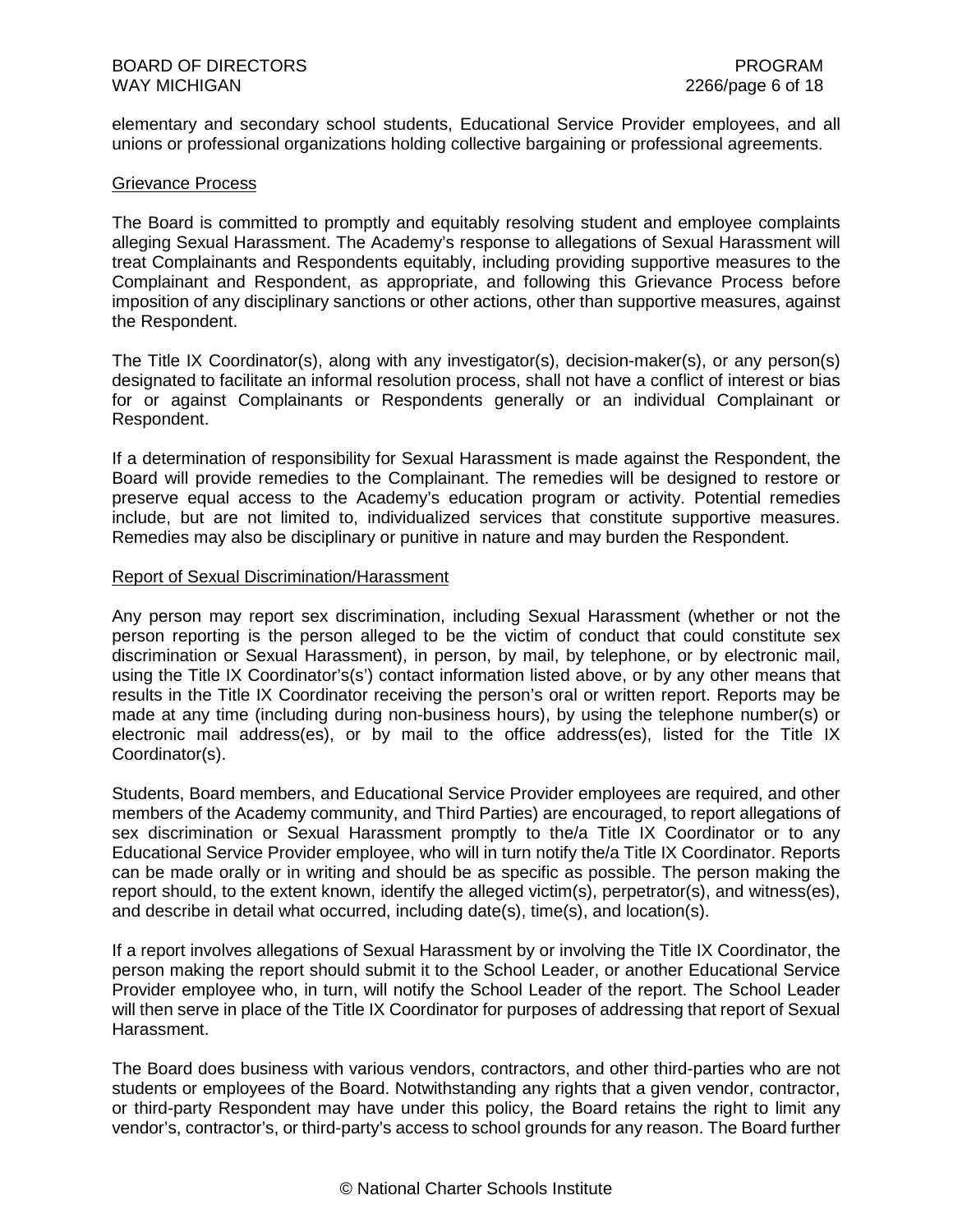elementary and secondary school students, Educational Service Provider employees, and all unions or professional organizations holding collective bargaining or professional agreements.

## Grievance Process

The Board is committed to promptly and equitably resolving student and employee complaints alleging Sexual Harassment. The Academy's response to allegations of Sexual Harassment will treat Complainants and Respondents equitably, including providing supportive measures to the Complainant and Respondent, as appropriate, and following this Grievance Process before imposition of any disciplinary sanctions or other actions, other than supportive measures, against the Respondent.

The Title IX Coordinator(s), along with any investigator(s), decision-maker(s), or any person(s) designated to facilitate an informal resolution process, shall not have a conflict of interest or bias for or against Complainants or Respondents generally or an individual Complainant or Respondent.

If a determination of responsibility for Sexual Harassment is made against the Respondent, the Board will provide remedies to the Complainant. The remedies will be designed to restore or preserve equal access to the Academy's education program or activity. Potential remedies include, but are not limited to, individualized services that constitute supportive measures. Remedies may also be disciplinary or punitive in nature and may burden the Respondent.

## Report of Sexual Discrimination/Harassment

Any person may report sex discrimination, including Sexual Harassment (whether or not the person reporting is the person alleged to be the victim of conduct that could constitute sex discrimination or Sexual Harassment), in person, by mail, by telephone, or by electronic mail, using the Title IX Coordinator's(s') contact information listed above, or by any other means that results in the Title IX Coordinator receiving the person's oral or written report. Reports may be made at any time (including during non-business hours), by using the telephone number(s) or electronic mail address(es), or by mail to the office address(es), listed for the Title IX Coordinator(s).

Students, Board members, and Educational Service Provider employees are required, and other members of the Academy community, and Third Parties) are encouraged, to report allegations of sex discrimination or Sexual Harassment promptly to the/a Title IX Coordinator or to any Educational Service Provider employee, who will in turn notify the/a Title IX Coordinator. Reports can be made orally or in writing and should be as specific as possible. The person making the report should, to the extent known, identify the alleged victim(s), perpetrator(s), and witness(es), and describe in detail what occurred, including date(s), time(s), and location(s).

If a report involves allegations of Sexual Harassment by or involving the Title IX Coordinator, the person making the report should submit it to the School Leader, or another Educational Service Provider employee who, in turn, will notify the School Leader of the report. The School Leader will then serve in place of the Title IX Coordinator for purposes of addressing that report of Sexual Harassment.

The Board does business with various vendors, contractors, and other third-parties who are not students or employees of the Board. Notwithstanding any rights that a given vendor, contractor, or third-party Respondent may have under this policy, the Board retains the right to limit any vendor's, contractor's, or third-party's access to school grounds for any reason. The Board further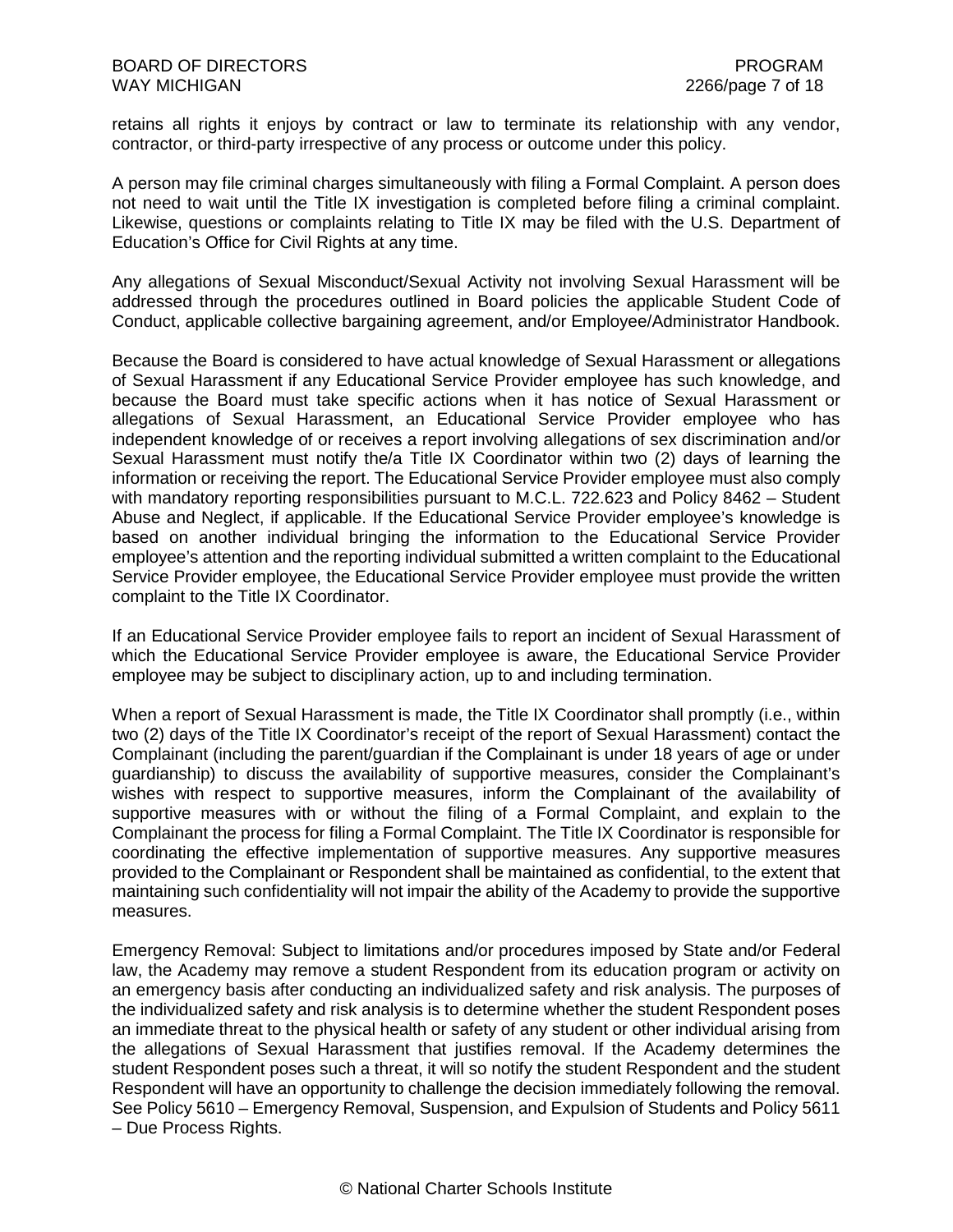retains all rights it enjoys by contract or law to terminate its relationship with any vendor, contractor, or third-party irrespective of any process or outcome under this policy.

A person may file criminal charges simultaneously with filing a Formal Complaint. A person does not need to wait until the Title IX investigation is completed before filing a criminal complaint. Likewise, questions or complaints relating to Title IX may be filed with the U.S. Department of Education's Office for Civil Rights at any time.

Any allegations of Sexual Misconduct/Sexual Activity not involving Sexual Harassment will be addressed through the procedures outlined in Board policies the applicable Student Code of Conduct, applicable collective bargaining agreement, and/or Employee/Administrator Handbook.

Because the Board is considered to have actual knowledge of Sexual Harassment or allegations of Sexual Harassment if any Educational Service Provider employee has such knowledge, and because the Board must take specific actions when it has notice of Sexual Harassment or allegations of Sexual Harassment, an Educational Service Provider employee who has independent knowledge of or receives a report involving allegations of sex discrimination and/or Sexual Harassment must notify the/a Title IX Coordinator within two (2) days of learning the information or receiving the report. The Educational Service Provider employee must also comply with mandatory reporting responsibilities pursuant to M.C.L. 722.623 and Policy 8462 – Student Abuse and Neglect, if applicable. If the Educational Service Provider employee's knowledge is based on another individual bringing the information to the Educational Service Provider employee's attention and the reporting individual submitted a written complaint to the Educational Service Provider employee, the Educational Service Provider employee must provide the written complaint to the Title IX Coordinator.

If an Educational Service Provider employee fails to report an incident of Sexual Harassment of which the Educational Service Provider employee is aware, the Educational Service Provider employee may be subject to disciplinary action, up to and including termination.

When a report of Sexual Harassment is made, the Title IX Coordinator shall promptly (i.e., within two (2) days of the Title IX Coordinator's receipt of the report of Sexual Harassment) contact the Complainant (including the parent/guardian if the Complainant is under 18 years of age or under guardianship) to discuss the availability of supportive measures, consider the Complainant's wishes with respect to supportive measures, inform the Complainant of the availability of supportive measures with or without the filing of a Formal Complaint, and explain to the Complainant the process for filing a Formal Complaint. The Title IX Coordinator is responsible for coordinating the effective implementation of supportive measures. Any supportive measures provided to the Complainant or Respondent shall be maintained as confidential, to the extent that maintaining such confidentiality will not impair the ability of the Academy to provide the supportive measures.

Emergency Removal: Subject to limitations and/or procedures imposed by State and/or Federal law, the Academy may remove a student Respondent from its education program or activity on an emergency basis after conducting an individualized safety and risk analysis. The purposes of the individualized safety and risk analysis is to determine whether the student Respondent poses an immediate threat to the physical health or safety of any student or other individual arising from the allegations of Sexual Harassment that justifies removal. If the Academy determines the student Respondent poses such a threat, it will so notify the student Respondent and the student Respondent will have an opportunity to challenge the decision immediately following the removal. See Policy 5610 – Emergency Removal, Suspension, and Expulsion of Students and Policy 5611 – Due Process Rights.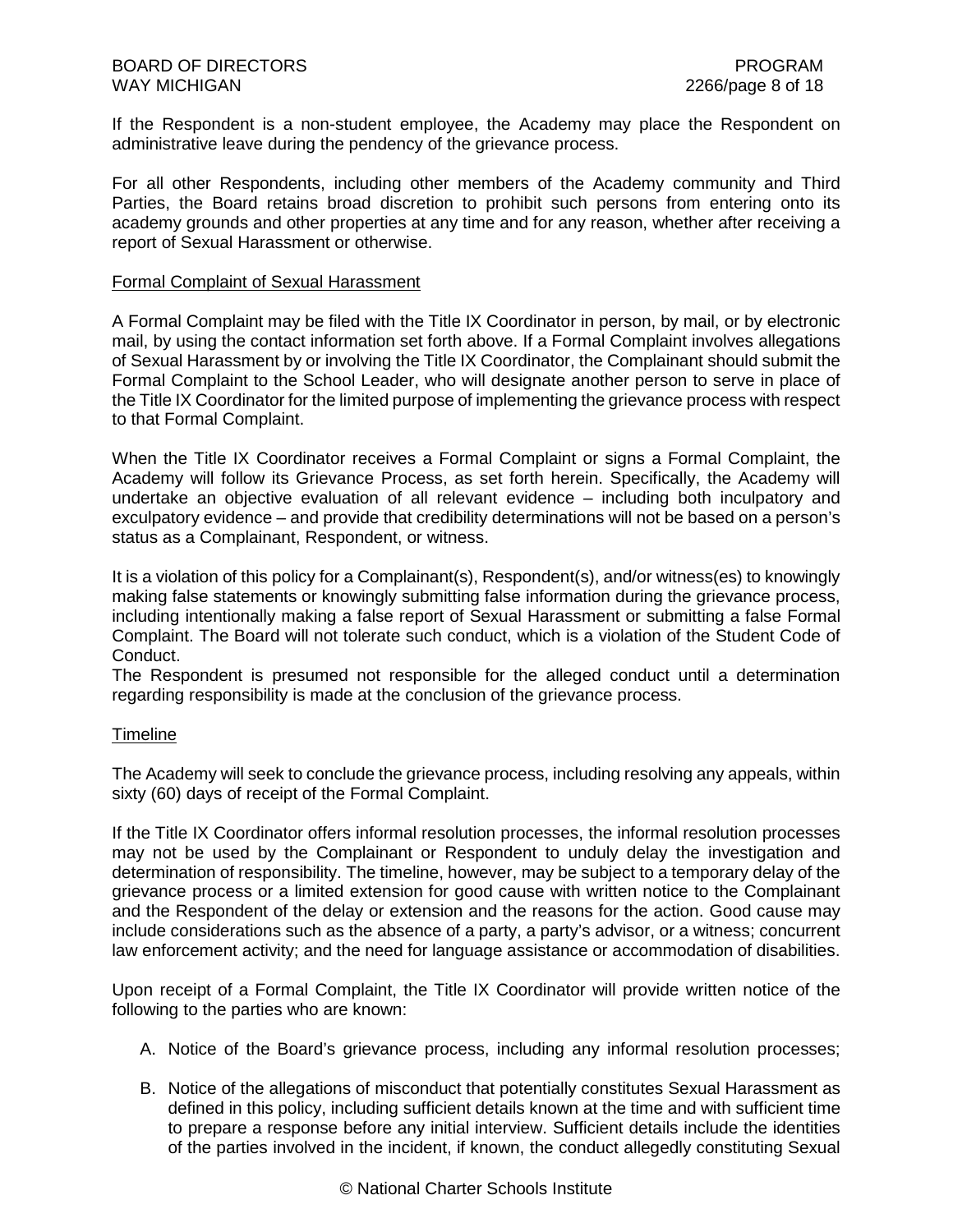If the Respondent is a non-student employee, the Academy may place the Respondent on administrative leave during the pendency of the grievance process.

For all other Respondents, including other members of the Academy community and Third Parties, the Board retains broad discretion to prohibit such persons from entering onto its academy grounds and other properties at any time and for any reason, whether after receiving a report of Sexual Harassment or otherwise.

## Formal Complaint of Sexual Harassment

A Formal Complaint may be filed with the Title IX Coordinator in person, by mail, or by electronic mail, by using the contact information set forth above. If a Formal Complaint involves allegations of Sexual Harassment by or involving the Title IX Coordinator, the Complainant should submit the Formal Complaint to the School Leader, who will designate another person to serve in place of the Title IX Coordinator for the limited purpose of implementing the grievance process with respect to that Formal Complaint.

When the Title IX Coordinator receives a Formal Complaint or signs a Formal Complaint, the Academy will follow its Grievance Process, as set forth herein. Specifically, the Academy will undertake an objective evaluation of all relevant evidence – including both inculpatory and exculpatory evidence – and provide that credibility determinations will not be based on a person's status as a Complainant, Respondent, or witness.

It is a violation of this policy for a Complainant(s), Respondent(s), and/or witness(es) to knowingly making false statements or knowingly submitting false information during the grievance process, including intentionally making a false report of Sexual Harassment or submitting a false Formal Complaint. The Board will not tolerate such conduct, which is a violation of the Student Code of Conduct.

The Respondent is presumed not responsible for the alleged conduct until a determination regarding responsibility is made at the conclusion of the grievance process.

## Timeline

The Academy will seek to conclude the grievance process, including resolving any appeals, within sixty (60) days of receipt of the Formal Complaint.

If the Title IX Coordinator offers informal resolution processes, the informal resolution processes may not be used by the Complainant or Respondent to unduly delay the investigation and determination of responsibility. The timeline, however, may be subject to a temporary delay of the grievance process or a limited extension for good cause with written notice to the Complainant and the Respondent of the delay or extension and the reasons for the action. Good cause may include considerations such as the absence of a party, a party's advisor, or a witness; concurrent law enforcement activity; and the need for language assistance or accommodation of disabilities.

Upon receipt of a Formal Complaint, the Title IX Coordinator will provide written notice of the following to the parties who are known:

A. Notice of the Board's grievance process, including any informal resolution processes;

B. Notice of the allegations of misconduct that potentially constitutes Sexual Harassment as defined in this policy, including sufficient details known at the time and with sufficient time to prepare a response before any initial interview. Sufficient details include the identities of the parties involved in the incident, if known, the conduct allegedly constituting Sexual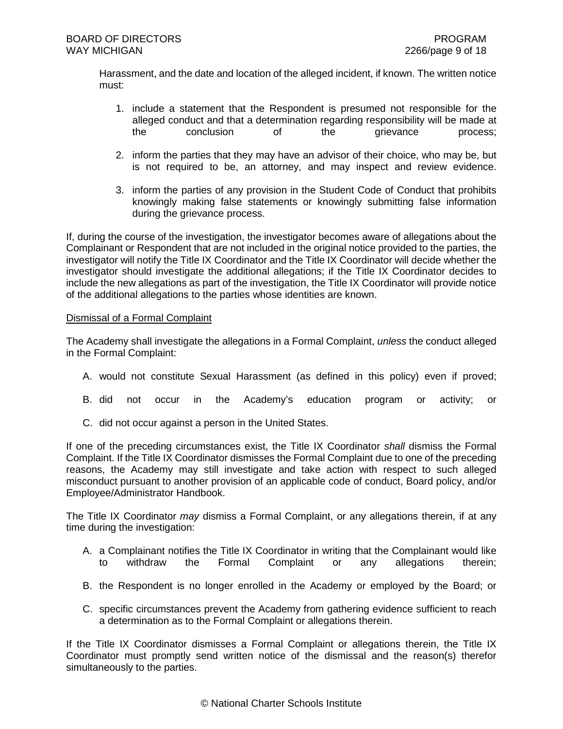Harassment, and the date and location of the alleged incident, if known. The written notice must:

1. include a statement that the Respondent is presumed not responsible for the alleged conduct and that a determination regarding responsibility will be made at the conclusion of the grievance process;

2. inform the parties that they may have an advisor of their choice, who may be, but is not required to be, an attorney, and may inspect and review evidence.

3. inform the parties of any provision in the Student Code of Conduct that prohibits knowingly making false statements or knowingly submitting false information during the grievance process.

If, during the course of the investigation, the investigator becomes aware of allegations about the Complainant or Respondent that are not included in the original notice provided to the parties, the investigator will notify the Title IX Coordinator and the Title IX Coordinator will decide whether the investigator should investigate the additional allegations; if the Title IX Coordinator decides to include the new allegations as part of the investigation, the Title IX Coordinator will provide notice of the additional allegations to the parties whose identities are known.

Dismissal of a Formal Complaint

The Academy shall investigate the allegations in a Formal Complaint, *unless* the conduct alleged in the Formal Complaint:

A. would not constitute Sexual Harassment (as defined in this policy) even if proved;

B. did not occur in the Academy's education program or activity; or

C. did not occur against a person in the United States.

If one of the preceding circumstances exist, the Title IX Coordinator *shall* dismiss the Formal Complaint. If the Title IX Coordinator dismisses the Formal Complaint due to one of the preceding reasons, the Academy may still investigate and take action with respect to such alleged misconduct pursuant to another provision of an applicable code of conduct, Board policy, and/or Employee/Administrator Handbook.

The Title IX Coordinator *may* dismiss a Formal Complaint, or any allegations therein, if at any time during the investigation:

A. a Complainant notifies the Title IX Coordinator in writing that the Complainant would like to withdraw the Formal Complaint or any allegations therein;

B. the Respondent is no longer enrolled in the Academy or employed by the Board; or

C. specific circumstances prevent the Academy from gathering evidence sufficient to reach a determination as to the Formal Complaint or allegations therein.

If the Title IX Coordinator dismisses a Formal Complaint or allegations therein, the Title IX Coordinator must promptly send written notice of the dismissal and the reason(s) therefor simultaneously to the parties.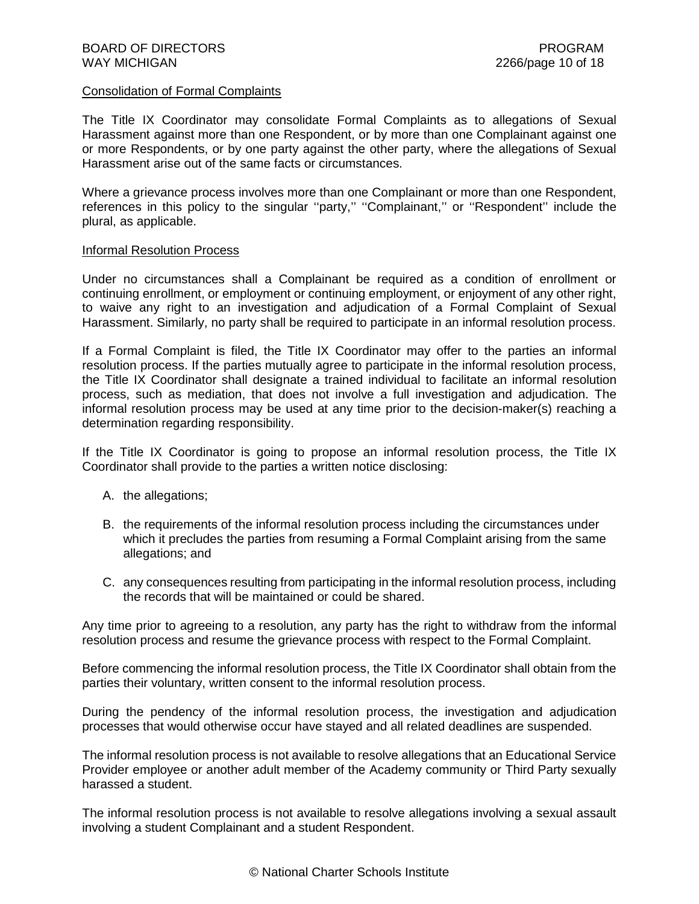Consolidation of Formal Complaints

The Title IX Coordinator may consolidate Formal Complaints as to allegations of Sexual Harassment against more than one Respondent, or by more than one Complainant against one or more Respondents, or by one party against the other party, where the allegations of Sexual Harassment arise out of the same facts or circumstances.

Where a grievance process involves more than one Complainant or more than one Respondent, references in this policy to the singular ''party,'' ''Complainant,'' or ''Respondent'' include the plural, as applicable.

Informal Resolution Process

Under no circumstances shall a Complainant be required as a condition of enrollment or continuing enrollment, or employment or continuing employment, or enjoyment of any other right, to waive any right to an investigation and adjudication of a Formal Complaint of Sexual Harassment. Similarly, no party shall be required to participate in an informal resolution process.

If a Formal Complaint is filed, the Title IX Coordinator may offer to the parties an informal resolution process. If the parties mutually agree to participate in the informal resolution process, the Title IX Coordinator shall designate a trained individual to facilitate an informal resolution process, such as mediation, that does not involve a full investigation and adjudication. The informal resolution process may be used at any time prior to the decision-maker(s) reaching a determination regarding responsibility.

If the Title IX Coordinator is going to propose an informal resolution process, the Title IX Coordinator shall provide to the parties a written notice disclosing:

A. the allegations;

B. the requirements of the informal resolution process including the circumstances under which it precludes the parties from resuming a Formal Complaint arising from the same allegations; and

C. any consequences resulting from participating in the informal resolution process, including the records that will be maintained or could be shared.

Any time prior to agreeing to a resolution, any party has the right to withdraw from the informal resolution process and resume the grievance process with respect to the Formal Complaint.

Before commencing the informal resolution process, the Title IX Coordinator shall obtain from the parties their voluntary, written consent to the informal resolution process.

During the pendency of the informal resolution process, the investigation and adjudication processes that would otherwise occur have stayed and all related deadlines are suspended.

The informal resolution process is not available to resolve allegations that an Educational Service Provider employee or another adult member of the Academy community or Third Party sexually harassed a student.

The informal resolution process is not available to resolve allegations involving a sexual assault involving a student Complainant and a student Respondent.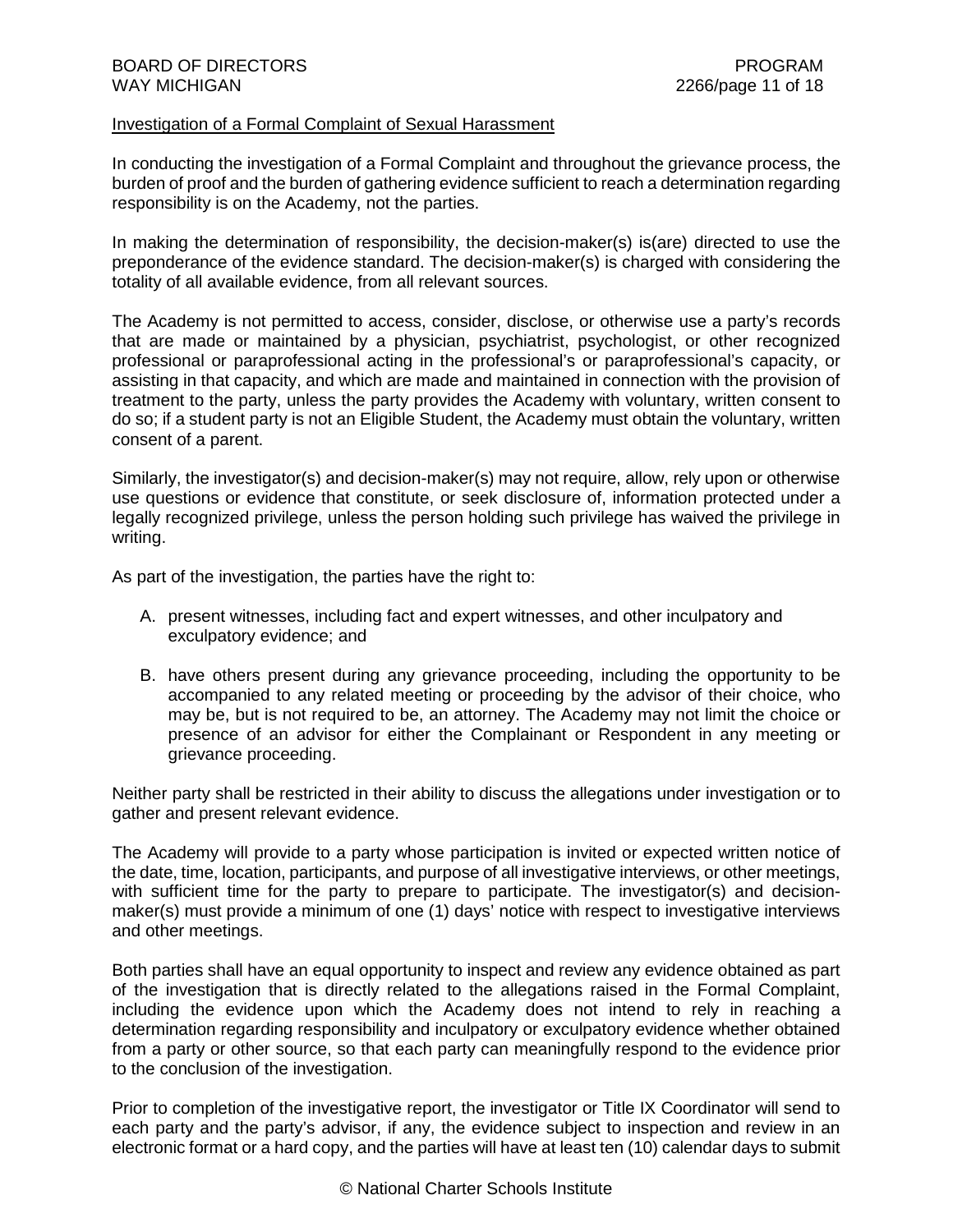Investigation of a Formal Complaint of Sexual Harassment

In conducting the investigation of a Formal Complaint and throughout the grievance process, the burden of proof and the burden of gathering evidence sufficient to reach a determination regarding responsibility is on the Academy, not the parties.

In making the determination of responsibility, the decision-maker(s) is(are) directed to use the preponderance of the evidence standard. The decision-maker(s) is charged with considering the totality of all available evidence, from all relevant sources.

The Academy is not permitted to access, consider, disclose, or otherwise use a party's records that are made or maintained by a physician, psychiatrist, psychologist, or other recognized professional or paraprofessional acting in the professional's or paraprofessional's capacity, or assisting in that capacity, and which are made and maintained in connection with the provision of treatment to the party, unless the party provides the Academy with voluntary, written consent to do so; if a student party is not an Eligible Student, the Academy must obtain the voluntary, written consent of a parent.

Similarly, the investigator(s) and decision-maker(s) may not require, allow, rely upon or otherwise use questions or evidence that constitute, or seek disclosure of, information protected under a legally recognized privilege, unless the person holding such privilege has waived the privilege in writing.

As part of the investigation, the parties have the right to:

A. present witnesses, including fact and expert witnesses, and other inculpatory and exculpatory evidence; and

B. have others present during any grievance proceeding, including the opportunity to be accompanied to any related meeting or proceeding by the advisor of their choice, who may be, but is not required to be, an attorney. The Academy may not limit the choice or presence of an advisor for either the Complainant or Respondent in any meeting or grievance proceeding.

Neither party shall be restricted in their ability to discuss the allegations under investigation or to gather and present relevant evidence.

The Academy will provide to a party whose participation is invited or expected written notice of the date, time, location, participants, and purpose of all investigative interviews, or other meetings, with sufficient time for the party to prepare to participate. The investigator(s) and decision-maker(s) must provide a minimum of one (1) days' notice with respect to investigative interviews and other meetings.

Both parties shall have an equal opportunity to inspect and review any evidence obtained as part of the investigation that is directly related to the allegations raised in the Formal Complaint, including the evidence upon which the Academy does not intend to rely in reaching a determination regarding responsibility and inculpatory or exculpatory evidence whether obtained from a party or other source, so that each party can meaningfully respond to the evidence prior to the conclusion of the investigation.

Prior to completion of the investigative report, the investigator or Title IX Coordinator will send to each party and the party's advisor, if any, the evidence subject to inspection and review in an electronic format or a hard copy, and the parties will have at least ten (10) calendar days to submit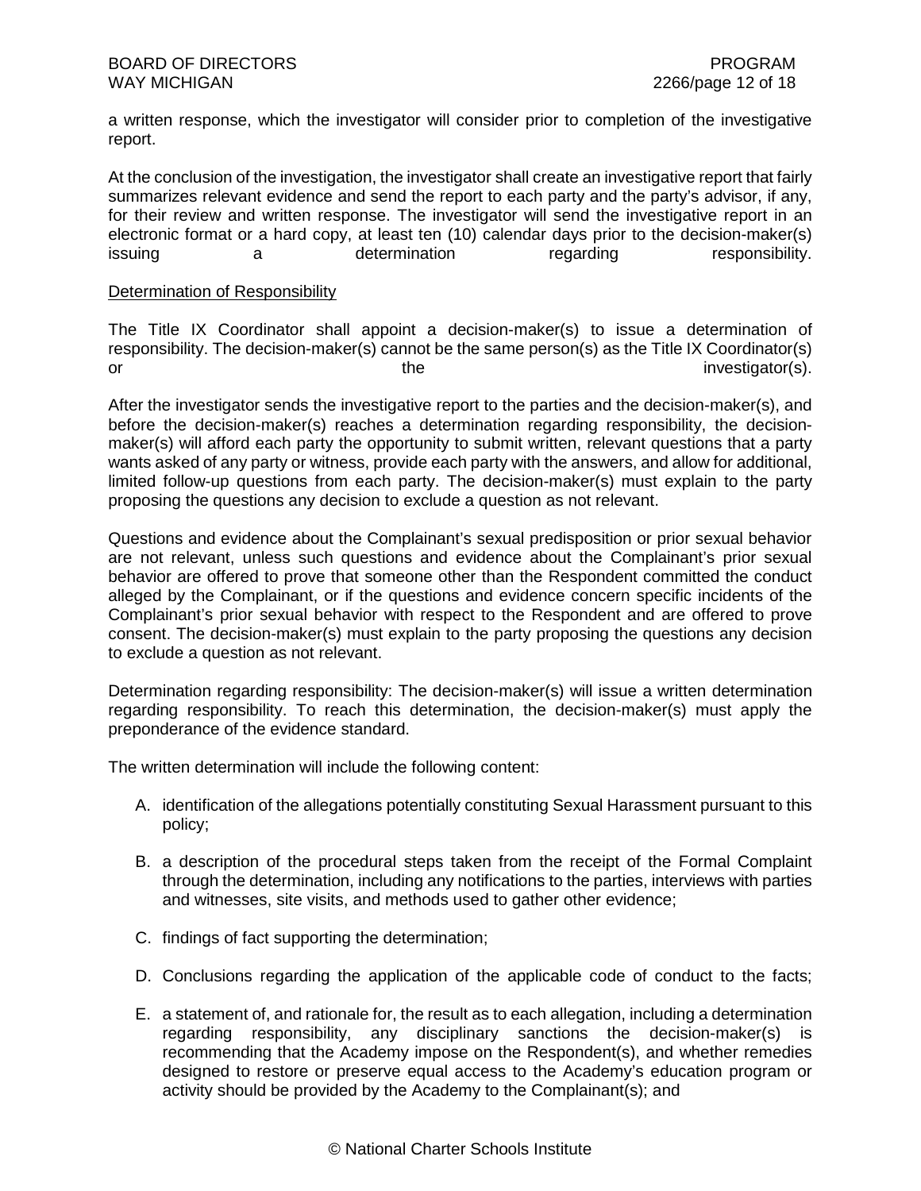a written response, which the investigator will consider prior to completion of the investigative report.

At the conclusion of the investigation, the investigator shall create an investigative report that fairly summarizes relevant evidence and send the report to each party and the party's advisor, if any, for their review and written response. The investigator will send the investigative report in an electronic format or a hard copy, at least ten (10) calendar days prior to the decision-maker(s) issuing a determination regarding responsibility.

Determination of Responsibility

The Title IX Coordinator shall appoint a decision-maker(s) to issue a determination of responsibility. The decision-maker(s) cannot be the same person(s) as the Title IX Coordinator(s) or the investigator(s).

After the investigator sends the investigative report to the parties and the decision-maker(s), and before the decision-maker(s) reaches a determination regarding responsibility, the decision-maker(s) will afford each party the opportunity to submit written, relevant questions that a party wants asked of any party or witness, provide each party with the answers, and allow for additional, limited follow-up questions from each party. The decision-maker(s) must explain to the party proposing the questions any decision to exclude a question as not relevant.

Questions and evidence about the Complainant's sexual predisposition or prior sexual behavior are not relevant, unless such questions and evidence about the Complainant's prior sexual behavior are offered to prove that someone other than the Respondent committed the conduct alleged by the Complainant, or if the questions and evidence concern specific incidents of the Complainant's prior sexual behavior with respect to the Respondent and are offered to prove consent. The decision-maker(s) must explain to the party proposing the questions any decision to exclude a question as not relevant.

Determination regarding responsibility: The decision-maker(s) will issue a written determination regarding responsibility. To reach this determination, the decision-maker(s) must apply the preponderance of the evidence standard.

The written determination will include the following content:

A. identification of the allegations potentially constituting Sexual Harassment pursuant to this policy;

B. a description of the procedural steps taken from the receipt of the Formal Complaint through the determination, including any notifications to the parties, interviews with parties and witnesses, site visits, and methods used to gather other evidence;

C. findings of fact supporting the determination;

D. Conclusions regarding the application of the applicable code of conduct to the facts;

E. a statement of, and rationale for, the result as to each allegation, including a determination regarding responsibility, any disciplinary sanctions the decision-maker(s) is recommending that the Academy impose on the Respondent(s), and whether remedies designed to restore or preserve equal access to the Academy's education program or activity should be provided by the Academy to the Complainant(s); and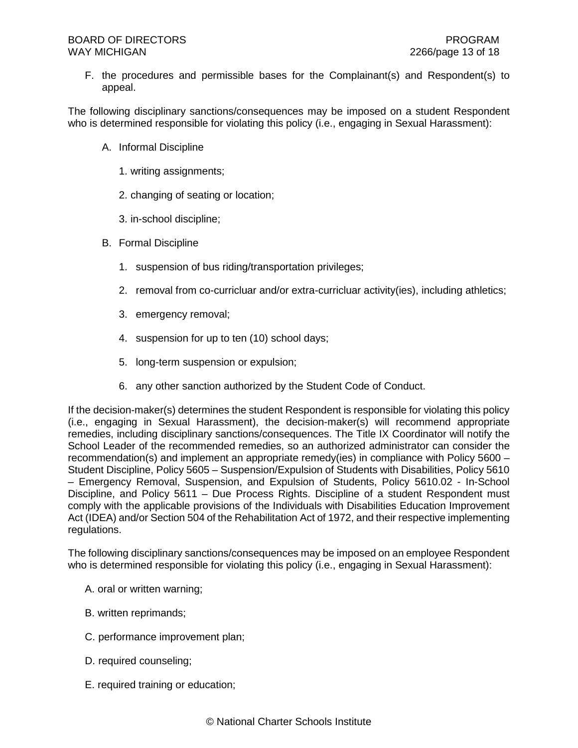F. the procedures and permissible bases for the Complainant(s) and Respondent(s) to appeal.

The following disciplinary sanctions/consequences may be imposed on a student Respondent who is determined responsible for violating this policy (i.e., engaging in Sexual Harassment):

A. Informal Discipline

   1. writing assignments;

   2. changing of seating or location;

   3. in-school discipline;

B. Formal Discipline

   1. suspension of bus riding/transportation privileges;

   2. removal from co-curricluar and/or extra-curricluar activity(ies), including athletics;

   3. emergency removal;

   4. suspension for up to ten (10) school days;

   5. long-term suspension or expulsion;

   6. any other sanction authorized by the Student Code of Conduct.

If the decision-maker(s) determines the student Respondent is responsible for violating this policy (i.e., engaging in Sexual Harassment), the decision-maker(s) will recommend appropriate remedies, including disciplinary sanctions/consequences. The Title IX Coordinator will notify the School Leader of the recommended remedies, so an authorized administrator can consider the recommendation(s) and implement an appropriate remedy(ies) in compliance with Policy 5600 – Student Discipline, Policy 5605 – Suspension/Expulsion of Students with Disabilities, Policy 5610 – Emergency Removal, Suspension, and Expulsion of Students, Policy 5610.02 - In-School Discipline, and Policy 5611 – Due Process Rights. Discipline of a student Respondent must comply with the applicable provisions of the Individuals with Disabilities Education Improvement Act (IDEA) and/or Section 504 of the Rehabilitation Act of 1972, and their respective implementing regulations.

The following disciplinary sanctions/consequences may be imposed on an employee Respondent who is determined responsible for violating this policy (i.e., engaging in Sexual Harassment):

A. oral or written warning;

B. written reprimands;

C. performance improvement plan;

D. required counseling;

E. required training or education;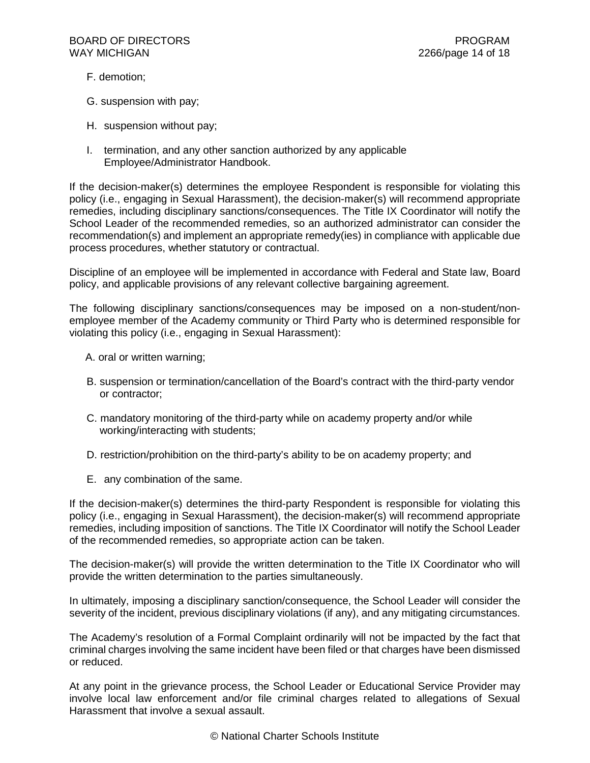F. demotion;

G. suspension with pay;

H. suspension without pay;

I. termination, and any other sanction authorized by any applicable Employee/Administrator Handbook.

If the decision-maker(s) determines the employee Respondent is responsible for violating this policy (i.e., engaging in Sexual Harassment), the decision-maker(s) will recommend appropriate remedies, including disciplinary sanctions/consequences. The Title IX Coordinator will notify the School Leader of the recommended remedies, so an authorized administrator can consider the recommendation(s) and implement an appropriate remedy(ies) in compliance with applicable due process procedures, whether statutory or contractual.

Discipline of an employee will be implemented in accordance with Federal and State law, Board policy, and applicable provisions of any relevant collective bargaining agreement.

The following disciplinary sanctions/consequences may be imposed on a non-student/non-employee member of the Academy community or Third Party who is determined responsible for violating this policy (i.e., engaging in Sexual Harassment):

A. oral or written warning;

B. suspension or termination/cancellation of the Board's contract with the third-party vendor or contractor;

C. mandatory monitoring of the third-party while on academy property and/or while working/interacting with students;

D. restriction/prohibition on the third-party's ability to be on academy property; and

E. any combination of the same.

If the decision-maker(s) determines the third-party Respondent is responsible for violating this policy (i.e., engaging in Sexual Harassment), the decision-maker(s) will recommend appropriate remedies, including imposition of sanctions. The Title IX Coordinator will notify the School Leader of the recommended remedies, so appropriate action can be taken.

The decision-maker(s) will provide the written determination to the Title IX Coordinator who will provide the written determination to the parties simultaneously.

In ultimately, imposing a disciplinary sanction/consequence, the School Leader will consider the severity of the incident, previous disciplinary violations (if any), and any mitigating circumstances.

The Academy's resolution of a Formal Complaint ordinarily will not be impacted by the fact that criminal charges involving the same incident have been filed or that charges have been dismissed or reduced.

At any point in the grievance process, the School Leader or Educational Service Provider may involve local law enforcement and/or file criminal charges related to allegations of Sexual Harassment that involve a sexual assault.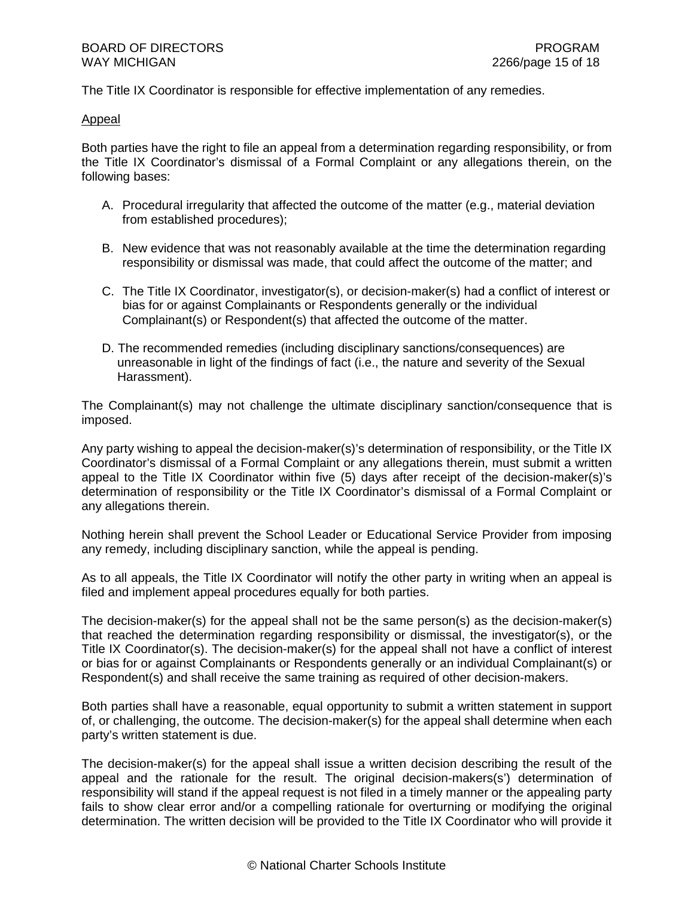The Title IX Coordinator is responsible for effective implementation of any remedies.

<u>Appeal</u>

Both parties have the right to file an appeal from a determination regarding responsibility, or from the Title IX Coordinator's dismissal of a Formal Complaint or any allegations therein, on the following bases:

A. Procedural irregularity that affected the outcome of the matter (e.g., material deviation from established procedures);

B. New evidence that was not reasonably available at the time the determination regarding responsibility or dismissal was made, that could affect the outcome of the matter; and

C. The Title IX Coordinator, investigator(s), or decision-maker(s) had a conflict of interest or bias for or against Complainants or Respondents generally or the individual Complainant(s) or Respondent(s) that affected the outcome of the matter.

D. The recommended remedies (including disciplinary sanctions/consequences) are unreasonable in light of the findings of fact (i.e., the nature and severity of the Sexual Harassment).

The Complainant(s) may not challenge the ultimate disciplinary sanction/consequence that is imposed.

Any party wishing to appeal the decision-maker(s)'s determination of responsibility, or the Title IX Coordinator's dismissal of a Formal Complaint or any allegations therein, must submit a written appeal to the Title IX Coordinator within five (5) days after receipt of the decision-maker(s)'s determination of responsibility or the Title IX Coordinator's dismissal of a Formal Complaint or any allegations therein.

Nothing herein shall prevent the School Leader or Educational Service Provider from imposing any remedy, including disciplinary sanction, while the appeal is pending.

As to all appeals, the Title IX Coordinator will notify the other party in writing when an appeal is filed and implement appeal procedures equally for both parties.

The decision-maker(s) for the appeal shall not be the same person(s) as the decision-maker(s) that reached the determination regarding responsibility or dismissal, the investigator(s), or the Title IX Coordinator(s). The decision-maker(s) for the appeal shall not have a conflict of interest or bias for or against Complainants or Respondents generally or an individual Complainant(s) or Respondent(s) and shall receive the same training as required of other decision-makers.

Both parties shall have a reasonable, equal opportunity to submit a written statement in support of, or challenging, the outcome. The decision-maker(s) for the appeal shall determine when each party's written statement is due.

The decision-maker(s) for the appeal shall issue a written decision describing the result of the appeal and the rationale for the result. The original decision-makers(s') determination of responsibility will stand if the appeal request is not filed in a timely manner or the appealing party fails to show clear error and/or a compelling rationale for overturning or modifying the original determination. The written decision will be provided to the Title IX Coordinator who will provide it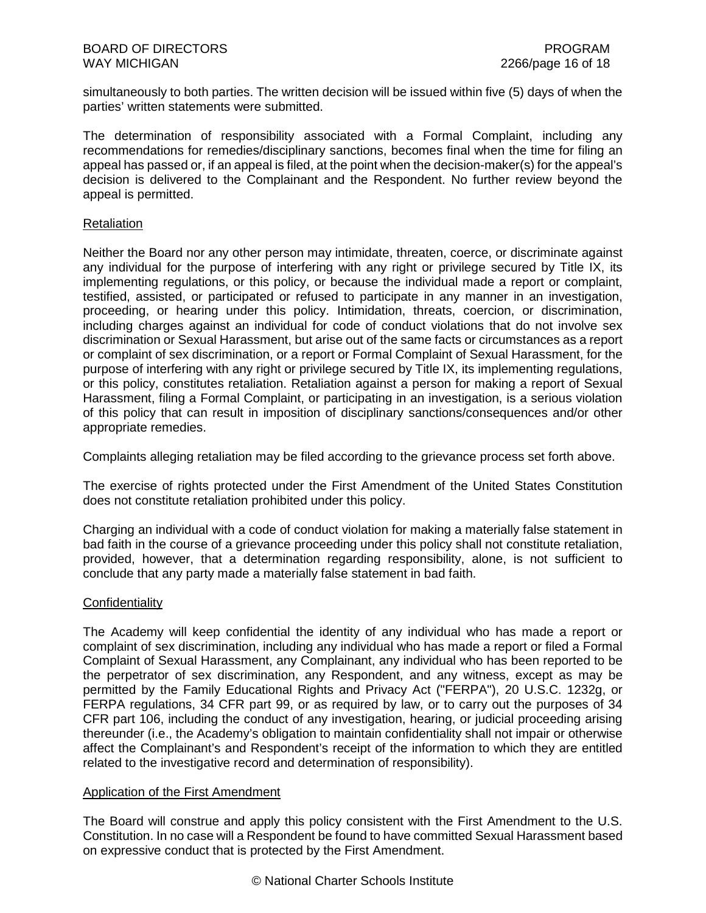simultaneously to both parties. The written decision will be issued within five (5) days of when the parties' written statements were submitted.

The determination of responsibility associated with a Formal Complaint, including any recommendations for remedies/disciplinary sanctions, becomes final when the time for filing an appeal has passed or, if an appeal is filed, at the point when the decision-maker(s) for the appeal's decision is delivered to the Complainant and the Respondent. No further review beyond the appeal is permitted.

Retaliation

Neither the Board nor any other person may intimidate, threaten, coerce, or discriminate against any individual for the purpose of interfering with any right or privilege secured by Title IX, its implementing regulations, or this policy, or because the individual made a report or complaint, testified, assisted, or participated or refused to participate in any manner in an investigation, proceeding, or hearing under this policy. Intimidation, threats, coercion, or discrimination, including charges against an individual for code of conduct violations that do not involve sex discrimination or Sexual Harassment, but arise out of the same facts or circumstances as a report or complaint of sex discrimination, or a report or Formal Complaint of Sexual Harassment, for the purpose of interfering with any right or privilege secured by Title IX, its implementing regulations, or this policy, constitutes retaliation. Retaliation against a person for making a report of Sexual Harassment, filing a Formal Complaint, or participating in an investigation, is a serious violation of this policy that can result in imposition of disciplinary sanctions/consequences and/or other appropriate remedies.

Complaints alleging retaliation may be filed according to the grievance process set forth above.

The exercise of rights protected under the First Amendment of the United States Constitution does not constitute retaliation prohibited under this policy.

Charging an individual with a code of conduct violation for making a materially false statement in bad faith in the course of a grievance proceeding under this policy shall not constitute retaliation, provided, however, that a determination regarding responsibility, alone, is not sufficient to conclude that any party made a materially false statement in bad faith.

Confidentiality

The Academy will keep confidential the identity of any individual who has made a report or complaint of sex discrimination, including any individual who has made a report or filed a Formal Complaint of Sexual Harassment, any Complainant, any individual who has been reported to be the perpetrator of sex discrimination, any Respondent, and any witness, except as may be permitted by the Family Educational Rights and Privacy Act ("FERPA"), 20 U.S.C. 1232g, or FERPA regulations, 34 CFR part 99, or as required by law, or to carry out the purposes of 34 CFR part 106, including the conduct of any investigation, hearing, or judicial proceeding arising thereunder (i.e., the Academy's obligation to maintain confidentiality shall not impair or otherwise affect the Complainant's and Respondent's receipt of the information to which they are entitled related to the investigative record and determination of responsibility).

Application of the First Amendment

The Board will construe and apply this policy consistent with the First Amendment to the U.S. Constitution. In no case will a Respondent be found to have committed Sexual Harassment based on expressive conduct that is protected by the First Amendment.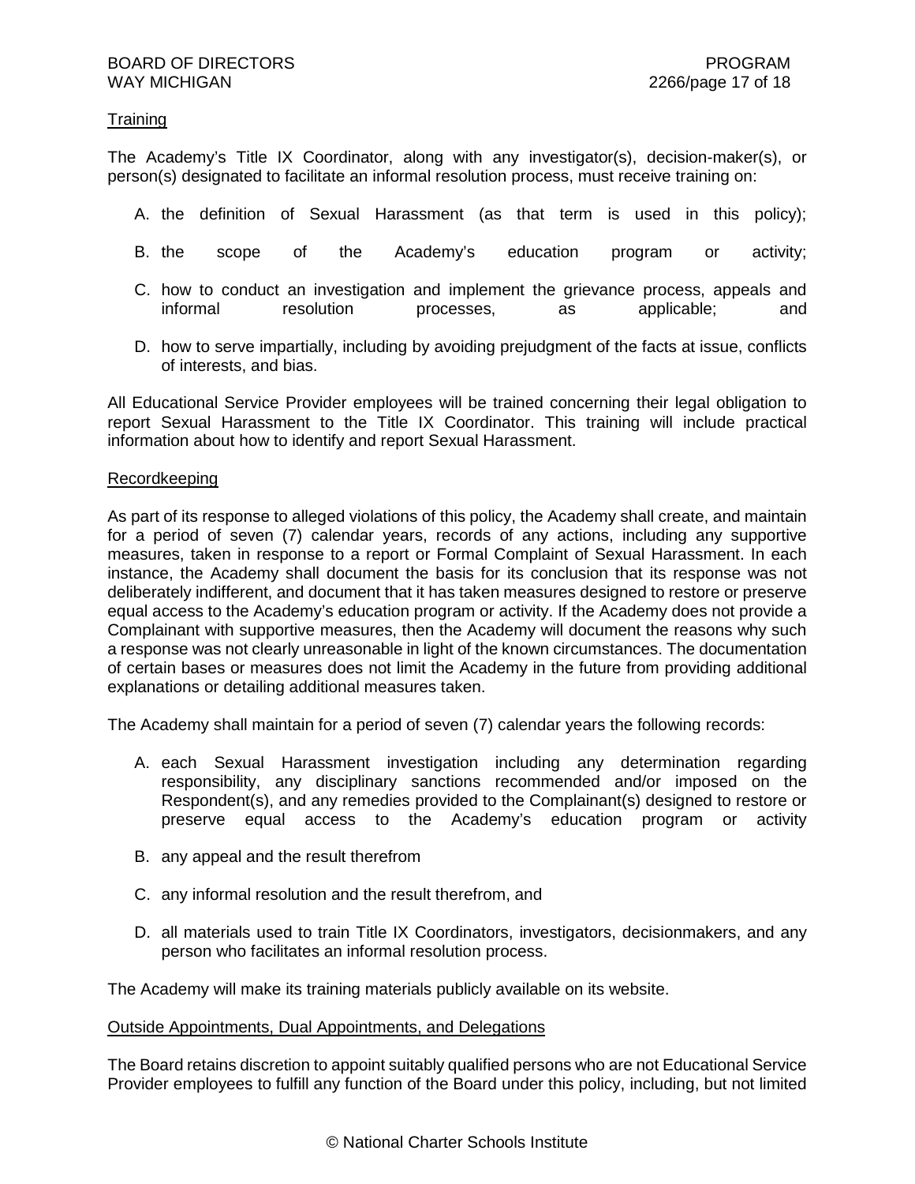Training

The Academy's Title IX Coordinator, along with any investigator(s), decision-maker(s), or person(s) designated to facilitate an informal resolution process, must receive training on:

A. the definition of Sexual Harassment (as that term is used in this policy);

B. the scope of the Academy's education program or activity;

C. how to conduct an investigation and implement the grievance process, appeals and informal resolution processes, as applicable; and

D. how to serve impartially, including by avoiding prejudgment of the facts at issue, conflicts of interests, and bias.

All Educational Service Provider employees will be trained concerning their legal obligation to report Sexual Harassment to the Title IX Coordinator. This training will include practical information about how to identify and report Sexual Harassment.

Recordkeeping

As part of its response to alleged violations of this policy, the Academy shall create, and maintain for a period of seven (7) calendar years, records of any actions, including any supportive measures, taken in response to a report or Formal Complaint of Sexual Harassment. In each instance, the Academy shall document the basis for its conclusion that its response was not deliberately indifferent, and document that it has taken measures designed to restore or preserve equal access to the Academy's education program or activity. If the Academy does not provide a Complainant with supportive measures, then the Academy will document the reasons why such a response was not clearly unreasonable in light of the known circumstances. The documentation of certain bases or measures does not limit the Academy in the future from providing additional explanations or detailing additional measures taken.

The Academy shall maintain for a period of seven (7) calendar years the following records:

A. each Sexual Harassment investigation including any determination regarding responsibility, any disciplinary sanctions recommended and/or imposed on the Respondent(s), and any remedies provided to the Complainant(s) designed to restore or preserve equal access to the Academy's education program or activity

B. any appeal and the result therefrom

C. any informal resolution and the result therefrom, and

D. all materials used to train Title IX Coordinators, investigators, decisionmakers, and any person who facilitates an informal resolution process.

The Academy will make its training materials publicly available on its website.

Outside Appointments, Dual Appointments, and Delegations

The Board retains discretion to appoint suitably qualified persons who are not Educational Service Provider employees to fulfill any function of the Board under this policy, including, but not limited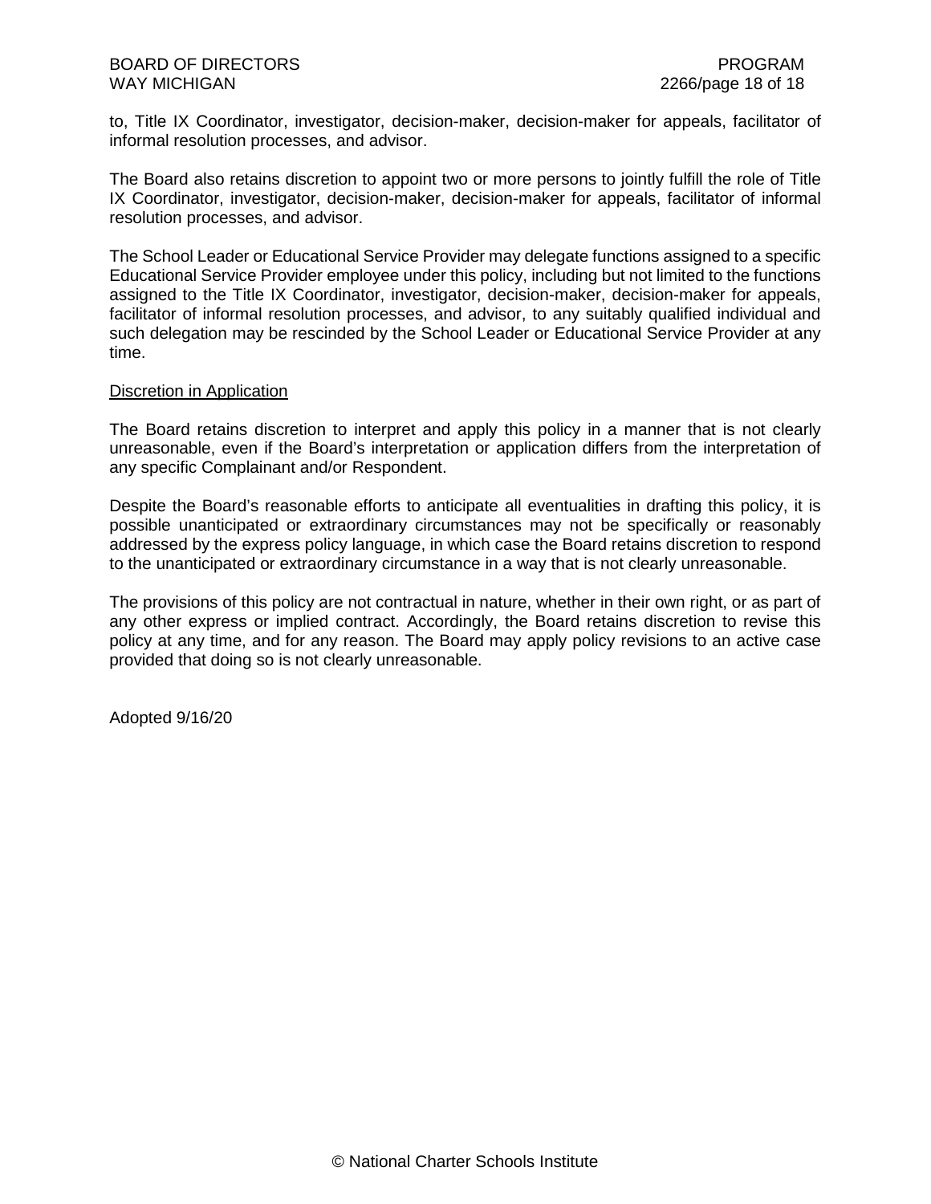to, Title IX Coordinator, investigator, decision-maker, decision-maker for appeals, facilitator of informal resolution processes, and advisor.

The Board also retains discretion to appoint two or more persons to jointly fulfill the role of Title IX Coordinator, investigator, decision-maker, decision-maker for appeals, facilitator of informal resolution processes, and advisor.

The School Leader or Educational Service Provider may delegate functions assigned to a specific Educational Service Provider employee under this policy, including but not limited to the functions assigned to the Title IX Coordinator, investigator, decision-maker, decision-maker for appeals, facilitator of informal resolution processes, and advisor, to any suitably qualified individual and such delegation may be rescinded by the School Leader or Educational Service Provider at any time.

Discretion in Application

The Board retains discretion to interpret and apply this policy in a manner that is not clearly unreasonable, even if the Board's interpretation or application differs from the interpretation of any specific Complainant and/or Respondent.

Despite the Board's reasonable efforts to anticipate all eventualities in drafting this policy, it is possible unanticipated or extraordinary circumstances may not be specifically or reasonably addressed by the express policy language, in which case the Board retains discretion to respond to the unanticipated or extraordinary circumstance in a way that is not clearly unreasonable.

The provisions of this policy are not contractual in nature, whether in their own right, or as part of any other express or implied contract. Accordingly, the Board retains discretion to revise this policy at any time, and for any reason. The Board may apply policy revisions to an active case provided that doing so is not clearly unreasonable.

Adopted 9/16/20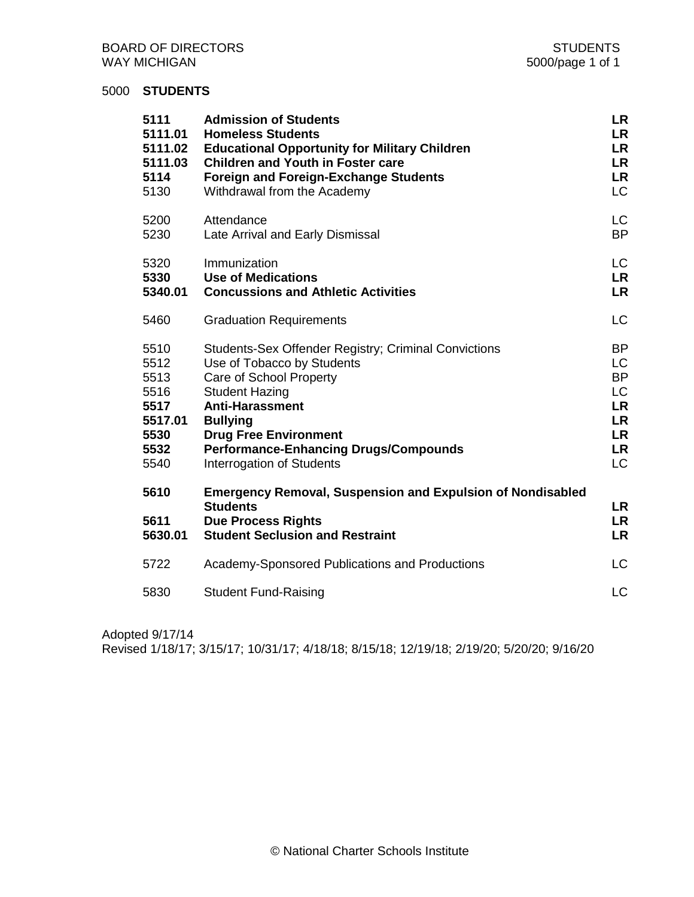# 5000 **STUDENTS**

| | | |
|---|---|---|
| **5111** | **Admission of Students** | **LR** |
| **5111.01** | **Homeless Students** | **LR** |
| **5111.02** | **Educational Opportunity for Military Children** | **LR** |
| **5111.03** | **Children and Youth in Foster care** | **LR** |
| **5114** | **Foreign and Foreign-Exchange Students** | **LR** |
| 5130 | Withdrawal from the Academy | LC |
| 5200 | Attendance | LC |
| 5230 | Late Arrival and Early Dismissal | BP |
| 5320 | Immunization | LC |
| **5330** | **Use of Medications** | **LR** |
| **5340.01** | **Concussions and Athletic Activities** | **LR** |
| 5460 | Graduation Requirements | LC |
| 5510 | Students-Sex Offender Registry; Criminal Convictions | BP |
| 5512 | Use of Tobacco by Students | LC |
| 5513 | Care of School Property | BP |
| 5516 | Student Hazing | LC |
| **5517** | **Anti-Harassment** | **LR** |
| **5517.01** | **Bullying** | **LR** |
| **5530** | **Drug Free Environment** | **LR** |
| **5532** | **Performance-Enhancing Drugs/Compounds** | **LR** |
| 5540 | Interrogation of Students | LC |
| **5610** | **Emergency Removal, Suspension and Expulsion of Nondisabled Students** | **LR** |
| **5611** | **Due Process Rights** | **LR** |
| **5630.01** | **Student Seclusion and Restraint** | **LR** |
| 5722 | Academy-Sponsored Publications and Productions | LC |
| 5830 | Student Fund-Raising | LC |

Adopted 9/17/14
Revised 1/18/17; 3/15/17; 10/31/17; 4/18/18; 8/15/18; 12/19/18; 2/19/20; 5/20/20; 9/16/20